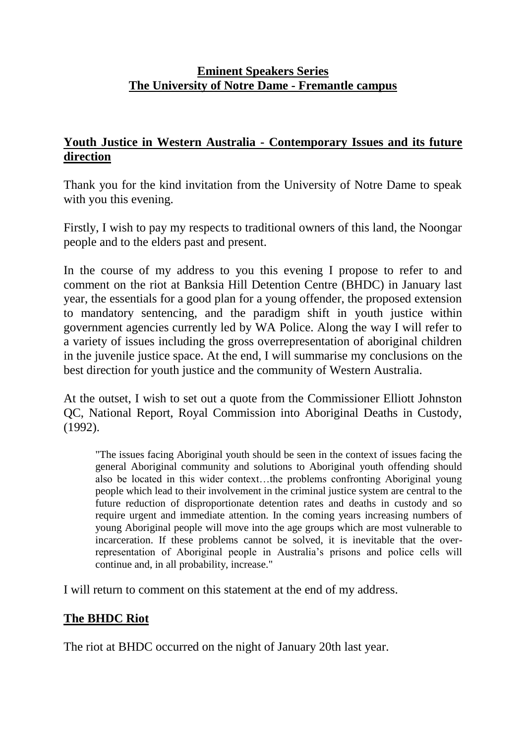**Eminent Speakers Series**
**The University of Notre Dame - Fremantle campus**

## Youth Justice in Western Australia - Contemporary Issues and its future direction

Thank you for the kind invitation from the University of Notre Dame to speak with you this evening.

Firstly, I wish to pay my respects to traditional owners of this land, the Noongar people and to the elders past and present.

In the course of my address to you this evening I propose to refer to and comment on the riot at Banksia Hill Detention Centre (BHDC) in January last year, the essentials for a good plan for a young offender, the proposed extension to mandatory sentencing, and the paradigm shift in youth justice within government agencies currently led by WA Police. Along the way I will refer to a variety of issues including the gross overrepresentation of aboriginal children in the juvenile justice space. At the end, I will summarise my conclusions on the best direction for youth justice and the community of Western Australia.

At the outset, I wish to set out a quote from the Commissioner Elliott Johnston QC, National Report, Royal Commission into Aboriginal Deaths in Custody, (1992).

> "The issues facing Aboriginal youth should be seen in the context of issues facing the general Aboriginal community and solutions to Aboriginal youth offending should also be located in this wider context…the problems confronting Aboriginal young people which lead to their involvement in the criminal justice system are central to the future reduction of disproportionate detention rates and deaths in custody and so require urgent and immediate attention. In the coming years increasing numbers of young Aboriginal people will move into the age groups which are most vulnerable to incarceration. If these problems cannot be solved, it is inevitable that the over-representation of Aboriginal people in Australia's prisons and police cells will continue and, in all probability, increase."

I will return to comment on this statement at the end of my address.

## The BHDC Riot

The riot at BHDC occurred on the night of January 20th last year.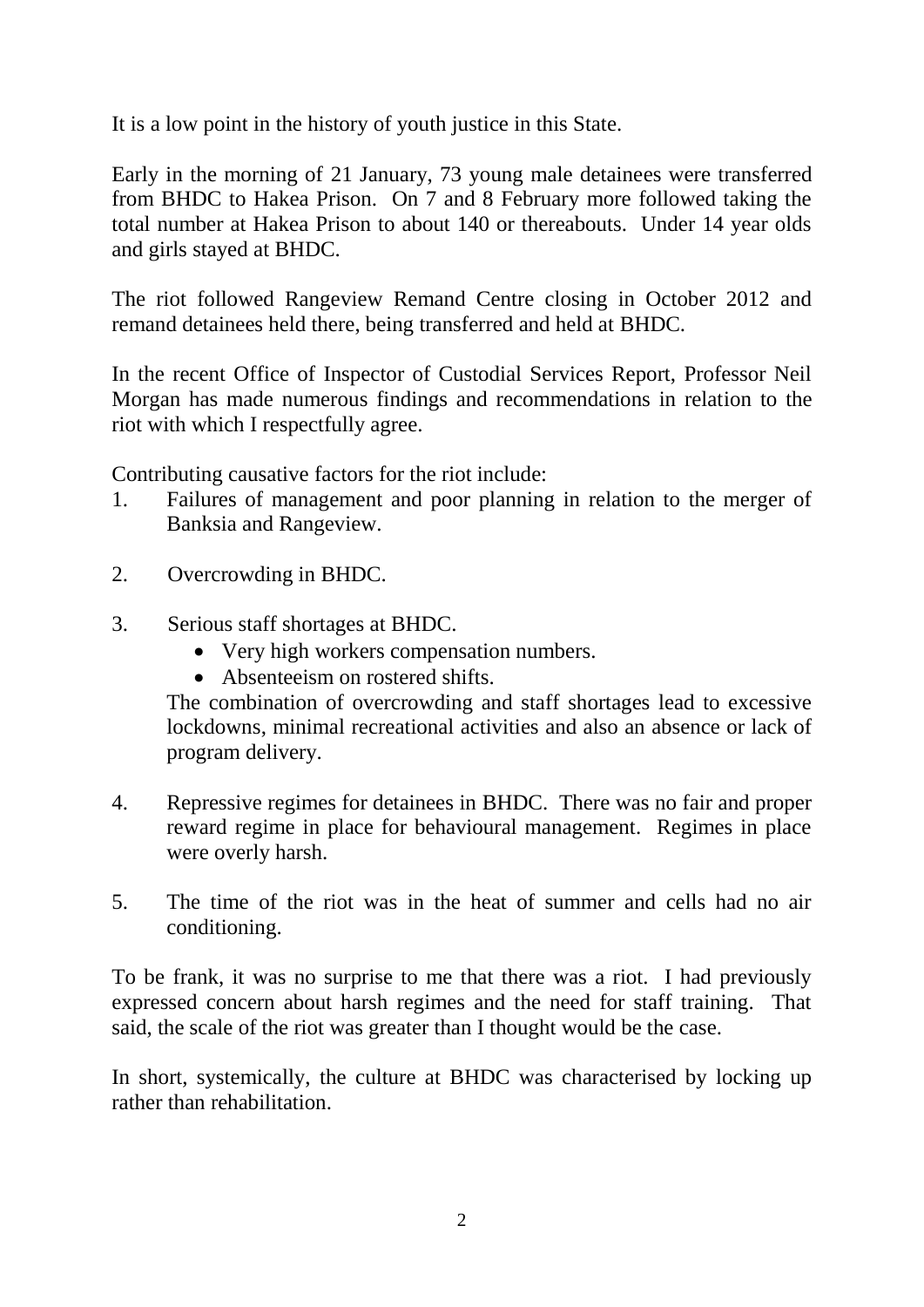It is a low point in the history of youth justice in this State.

Early in the morning of 21 January, 73 young male detainees were transferred from BHDC to Hakea Prison. On 7 and 8 February more followed taking the total number at Hakea Prison to about 140 or thereabouts. Under 14 year olds and girls stayed at BHDC.

The riot followed Rangeview Remand Centre closing in October 2012 and remand detainees held there, being transferred and held at BHDC.

In the recent Office of Inspector of Custodial Services Report, Professor Neil Morgan has made numerous findings and recommendations in relation to the riot with which I respectfully agree.

Contributing causative factors for the riot include:

1. Failures of management and poor planning in relation to the merger of Banksia and Rangeview.

2. Overcrowding in BHDC.

3. Serious staff shortages at BHDC.
   - Very high workers compensation numbers.
   - Absenteeism on rostered shifts.

   The combination of overcrowding and staff shortages lead to excessive lockdowns, minimal recreational activities and also an absence or lack of program delivery.

4. Repressive regimes for detainees in BHDC. There was no fair and proper reward regime in place for behavioural management. Regimes in place were overly harsh.

5. The time of the riot was in the heat of summer and cells had no air conditioning.

To be frank, it was no surprise to me that there was a riot. I had previously expressed concern about harsh regimes and the need for staff training. That said, the scale of the riot was greater than I thought would be the case.

In short, systemically, the culture at BHDC was characterised by locking up rather than rehabilitation.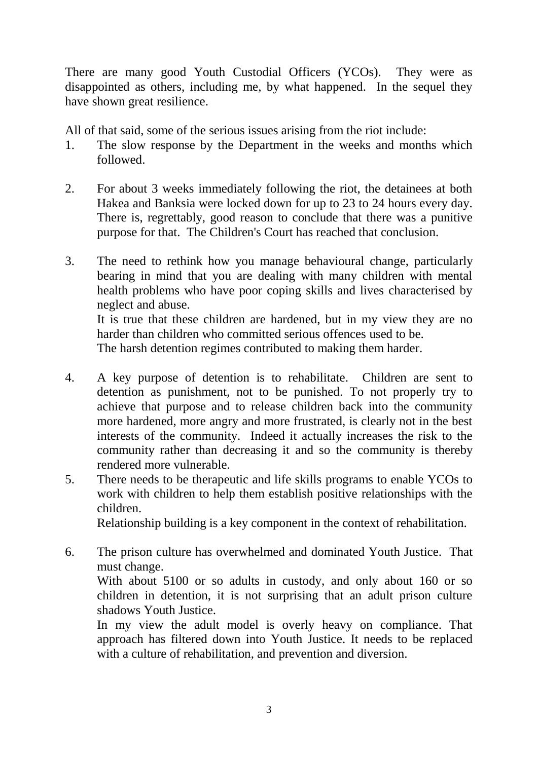There are many good Youth Custodial Officers (YCOs). They were as disappointed as others, including me, by what happened. In the sequel they have shown great resilience.

All of that said, some of the serious issues arising from the riot include:

1. The slow response by the Department in the weeks and months which followed.

2. For about 3 weeks immediately following the riot, the detainees at both Hakea and Banksia were locked down for up to 23 to 24 hours every day. There is, regrettably, good reason to conclude that there was a punitive purpose for that. The Children's Court has reached that conclusion.

3. The need to rethink how you manage behavioural change, particularly bearing in mind that you are dealing with many children with mental health problems who have poor coping skills and lives characterised by neglect and abuse.
   It is true that these children are hardened, but in my view they are no harder than children who committed serious offences used to be.
   The harsh detention regimes contributed to making them harder.

4. A key purpose of detention is to rehabilitate. Children are sent to detention as punishment, not to be punished. To not properly try to achieve that purpose and to release children back into the community more hardened, more angry and more frustrated, is clearly not in the best interests of the community. Indeed it actually increases the risk to the community rather than decreasing it and so the community is thereby rendered more vulnerable.

5. There needs to be therapeutic and life skills programs to enable YCOs to work with children to help them establish positive relationships with the children.
   Relationship building is a key component in the context of rehabilitation.

6. The prison culture has overwhelmed and dominated Youth Justice. That must change.
   With about 5100 or so adults in custody, and only about 160 or so children in detention, it is not surprising that an adult prison culture shadows Youth Justice.
   In my view the adult model is overly heavy on compliance. That approach has filtered down into Youth Justice. It needs to be replaced with a culture of rehabilitation, and prevention and diversion.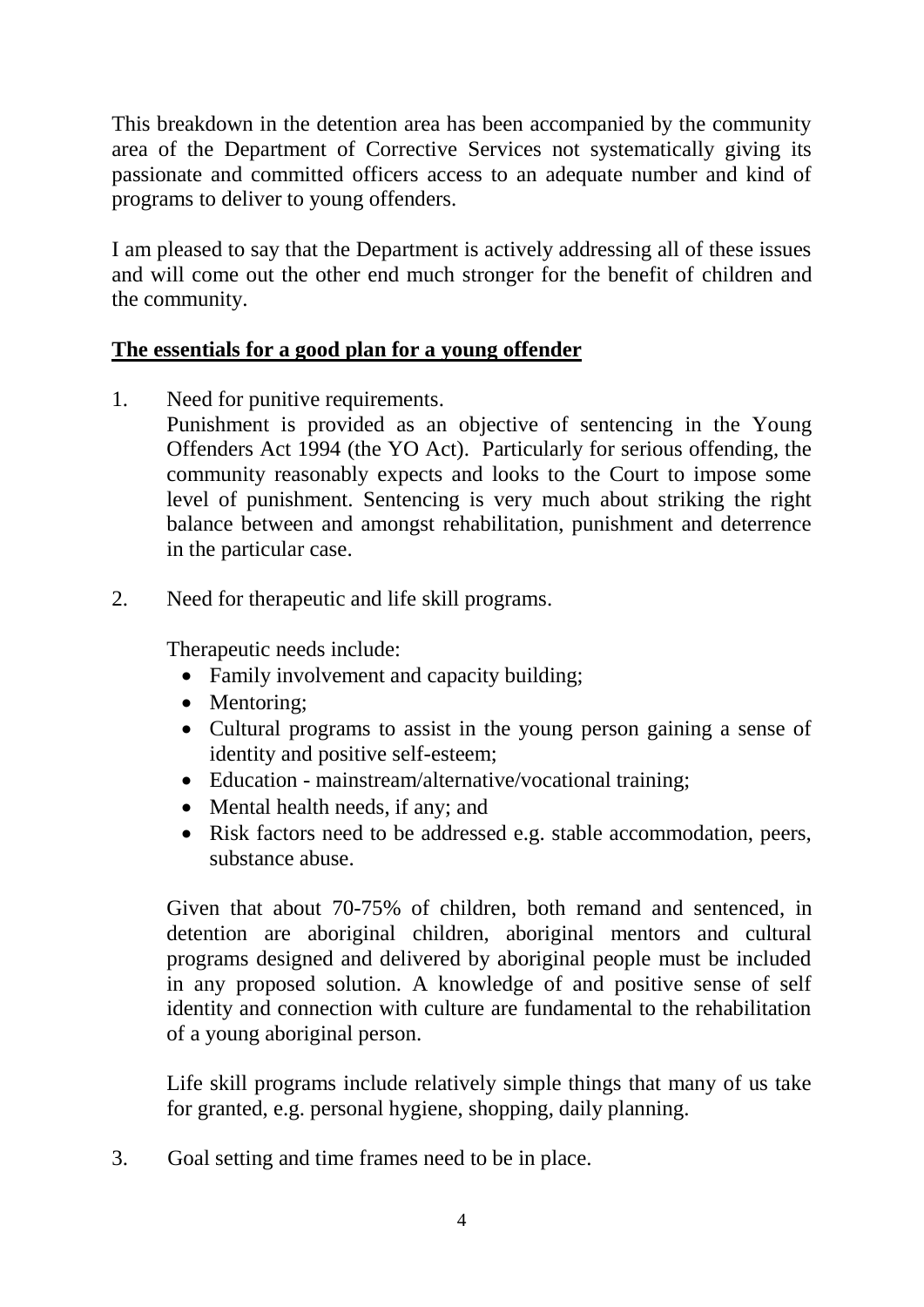This breakdown in the detention area has been accompanied by the community area of the Department of Corrective Services not systematically giving its passionate and committed officers access to an adequate number and kind of programs to deliver to young offenders.

I am pleased to say that the Department is actively addressing all of these issues and will come out the other end much stronger for the benefit of children and the community.

**<u>The essentials for a good plan for a young offender</u>**

1. Need for punitive requirements.
   Punishment is provided as an objective of sentencing in the Young Offenders Act 1994 (the YO Act). Particularly for serious offending, the community reasonably expects and looks to the Court to impose some level of punishment. Sentencing is very much about striking the right balance between and amongst rehabilitation, punishment and deterrence in the particular case.

2. Need for therapeutic and life skill programs.

   Therapeutic needs include:
   - Family involvement and capacity building;
   - Mentoring;
   - Cultural programs to assist in the young person gaining a sense of identity and positive self-esteem;
   - Education - mainstream/alternative/vocational training;
   - Mental health needs, if any; and
   - Risk factors need to be addressed e.g. stable accommodation, peers, substance abuse.

   Given that about 70-75% of children, both remand and sentenced, in detention are aboriginal children, aboriginal mentors and cultural programs designed and delivered by aboriginal people must be included in any proposed solution. A knowledge of and positive sense of self identity and connection with culture are fundamental to the rehabilitation of a young aboriginal person.

   Life skill programs include relatively simple things that many of us take for granted, e.g. personal hygiene, shopping, daily planning.

3. Goal setting and time frames need to be in place.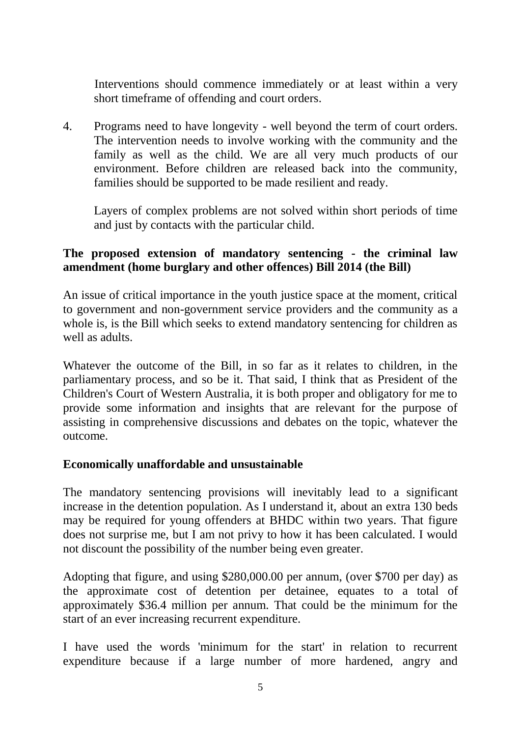Interventions should commence immediately or at least within a very short timeframe of offending and court orders.

4. Programs need to have longevity - well beyond the term of court orders. The intervention needs to involve working with the community and the family as well as the child. We are all very much products of our environment. Before children are released back into the community, families should be supported to be made resilient and ready.

   Layers of complex problems are not solved within short periods of time and just by contacts with the particular child.

**The proposed extension of mandatory sentencing - the criminal law amendment (home burglary and other offences) Bill 2014 (the Bill)**

An issue of critical importance in the youth justice space at the moment, critical to government and non-government service providers and the community as a whole is, is the Bill which seeks to extend mandatory sentencing for children as well as adults.

Whatever the outcome of the Bill, in so far as it relates to children, in the parliamentary process, and so be it. That said, I think that as President of the Children's Court of Western Australia, it is both proper and obligatory for me to provide some information and insights that are relevant for the purpose of assisting in comprehensive discussions and debates on the topic, whatever the outcome.

**Economically unaffordable and unsustainable**

The mandatory sentencing provisions will inevitably lead to a significant increase in the detention population. As I understand it, about an extra 130 beds may be required for young offenders at BHDC within two years. That figure does not surprise me, but I am not privy to how it has been calculated. I would not discount the possibility of the number being even greater.

Adopting that figure, and using $280,000.00 per annum, (over $700 per day) as the approximate cost of detention per detainee, equates to a total of approximately $36.4 million per annum. That could be the minimum for the start of an ever increasing recurrent expenditure.

I have used the words 'minimum for the start' in relation to recurrent expenditure because if a large number of more hardened, angry and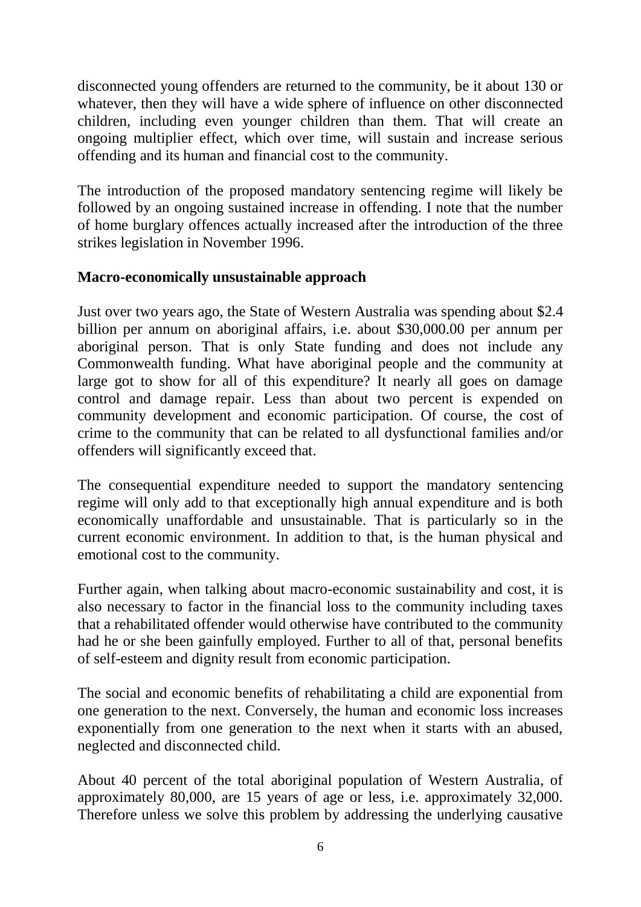disconnected young offenders are returned to the community, be it about 130 or whatever, then they will have a wide sphere of influence on other disconnected children, including even younger children than them. That will create an ongoing multiplier effect, which over time, will sustain and increase serious offending and its human and financial cost to the community.

The introduction of the proposed mandatory sentencing regime will likely be followed by an ongoing sustained increase in offending. I note that the number of home burglary offences actually increased after the introduction of the three strikes legislation in November 1996.

**Macro-economically unsustainable approach**

Just over two years ago, the State of Western Australia was spending about $2.4 billion per annum on aboriginal affairs, i.e. about $30,000.00 per annum per aboriginal person. That is only State funding and does not include any Commonwealth funding. What have aboriginal people and the community at large got to show for all of this expenditure? It nearly all goes on damage control and damage repair. Less than about two percent is expended on community development and economic participation. Of course, the cost of crime to the community that can be related to all dysfunctional families and/or offenders will significantly exceed that.

The consequential expenditure needed to support the mandatory sentencing regime will only add to that exceptionally high annual expenditure and is both economically unaffordable and unsustainable. That is particularly so in the current economic environment. In addition to that, is the human physical and emotional cost to the community.

Further again, when talking about macro-economic sustainability and cost, it is also necessary to factor in the financial loss to the community including taxes that a rehabilitated offender would otherwise have contributed to the community had he or she been gainfully employed. Further to all of that, personal benefits of self-esteem and dignity result from economic participation.

The social and economic benefits of rehabilitating a child are exponential from one generation to the next. Conversely, the human and economic loss increases exponentially from one generation to the next when it starts with an abused, neglected and disconnected child.

About 40 percent of the total aboriginal population of Western Australia, of approximately 80,000, are 15 years of age or less, i.e. approximately 32,000. Therefore unless we solve this problem by addressing the underlying causative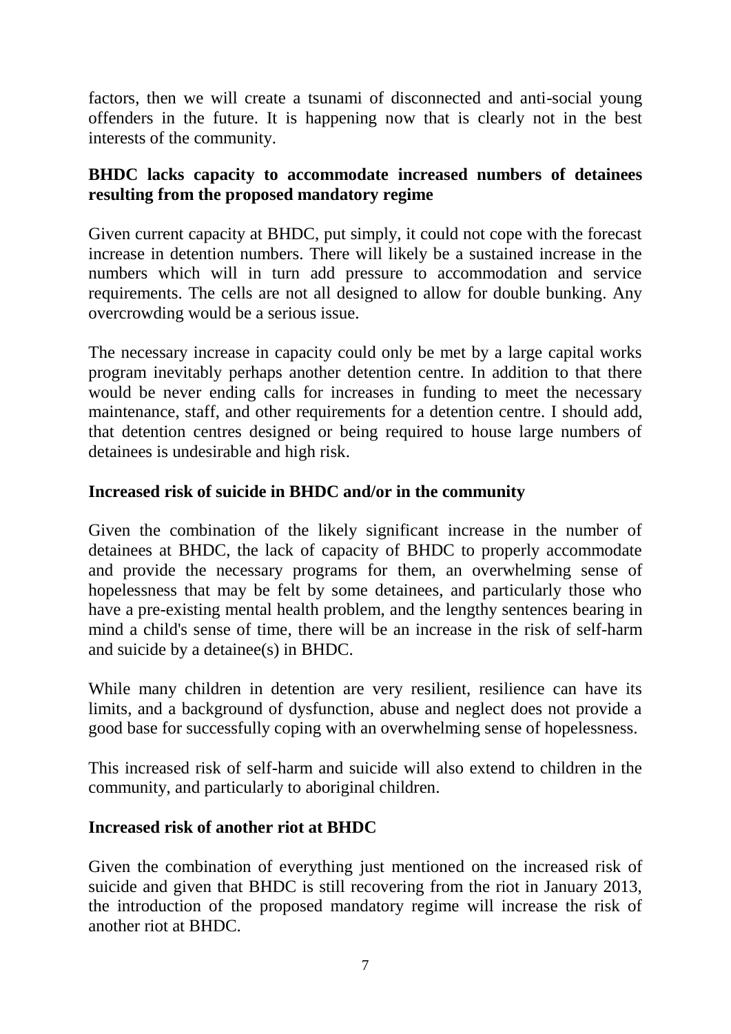factors, then we will create a tsunami of disconnected and anti-social young offenders in the future. It is happening now that is clearly not in the best interests of the community.

**BHDC lacks capacity to accommodate increased numbers of detainees resulting from the proposed mandatory regime**

Given current capacity at BHDC, put simply, it could not cope with the forecast increase in detention numbers. There will likely be a sustained increase in the numbers which will in turn add pressure to accommodation and service requirements. The cells are not all designed to allow for double bunking. Any overcrowding would be a serious issue.

The necessary increase in capacity could only be met by a large capital works program inevitably perhaps another detention centre. In addition to that there would be never ending calls for increases in funding to meet the necessary maintenance, staff, and other requirements for a detention centre. I should add, that detention centres designed or being required to house large numbers of detainees is undesirable and high risk.

**Increased risk of suicide in BHDC and/or in the community**

Given the combination of the likely significant increase in the number of detainees at BHDC, the lack of capacity of BHDC to properly accommodate and provide the necessary programs for them, an overwhelming sense of hopelessness that may be felt by some detainees, and particularly those who have a pre-existing mental health problem, and the lengthy sentences bearing in mind a child's sense of time, there will be an increase in the risk of self-harm and suicide by a detainee(s) in BHDC.

While many children in detention are very resilient, resilience can have its limits, and a background of dysfunction, abuse and neglect does not provide a good base for successfully coping with an overwhelming sense of hopelessness.

This increased risk of self-harm and suicide will also extend to children in the community, and particularly to aboriginal children.

**Increased risk of another riot at BHDC**

Given the combination of everything just mentioned on the increased risk of suicide and given that BHDC is still recovering from the riot in January 2013, the introduction of the proposed mandatory regime will increase the risk of another riot at BHDC.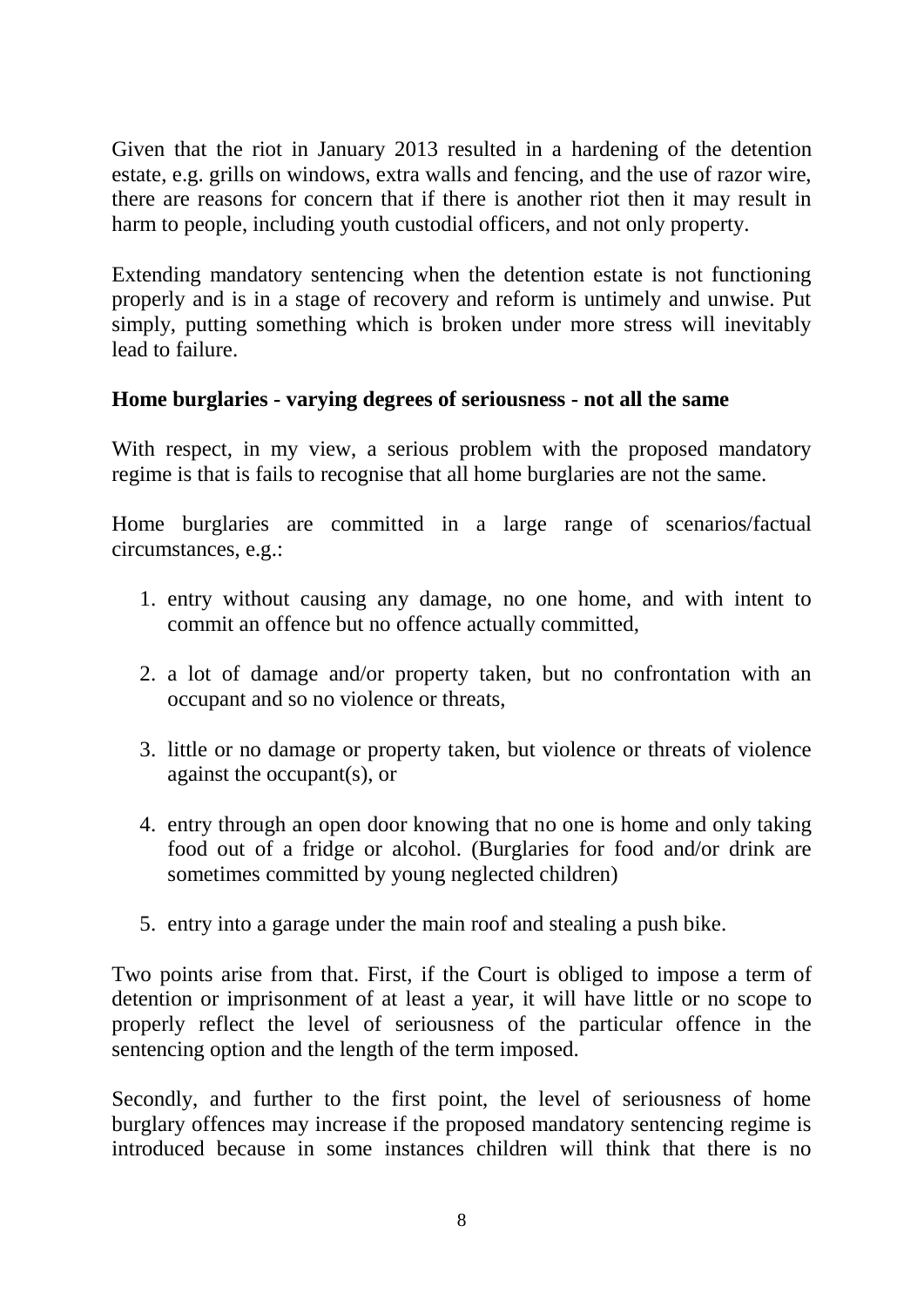Given that the riot in January 2013 resulted in a hardening of the detention estate, e.g. grills on windows, extra walls and fencing, and the use of razor wire, there are reasons for concern that if there is another riot then it may result in harm to people, including youth custodial officers, and not only property.

Extending mandatory sentencing when the detention estate is not functioning properly and is in a stage of recovery and reform is untimely and unwise. Put simply, putting something which is broken under more stress will inevitably lead to failure.

**Home burglaries - varying degrees of seriousness - not all the same**

With respect, in my view, a serious problem with the proposed mandatory regime is that is fails to recognise that all home burglaries are not the same.

Home burglaries are committed in a large range of scenarios/factual circumstances, e.g.:

1. entry without causing any damage, no one home, and with intent to commit an offence but no offence actually committed,

2. a lot of damage and/or property taken, but no confrontation with an occupant and so no violence or threats,

3. little or no damage or property taken, but violence or threats of violence against the occupant(s), or

4. entry through an open door knowing that no one is home and only taking food out of a fridge or alcohol. (Burglaries for food and/or drink are sometimes committed by young neglected children)

5. entry into a garage under the main roof and stealing a push bike.

Two points arise from that. First, if the Court is obliged to impose a term of detention or imprisonment of at least a year, it will have little or no scope to properly reflect the level of seriousness of the particular offence in the sentencing option and the length of the term imposed.

Secondly, and further to the first point, the level of seriousness of home burglary offences may increase if the proposed mandatory sentencing regime is introduced because in some instances children will think that there is no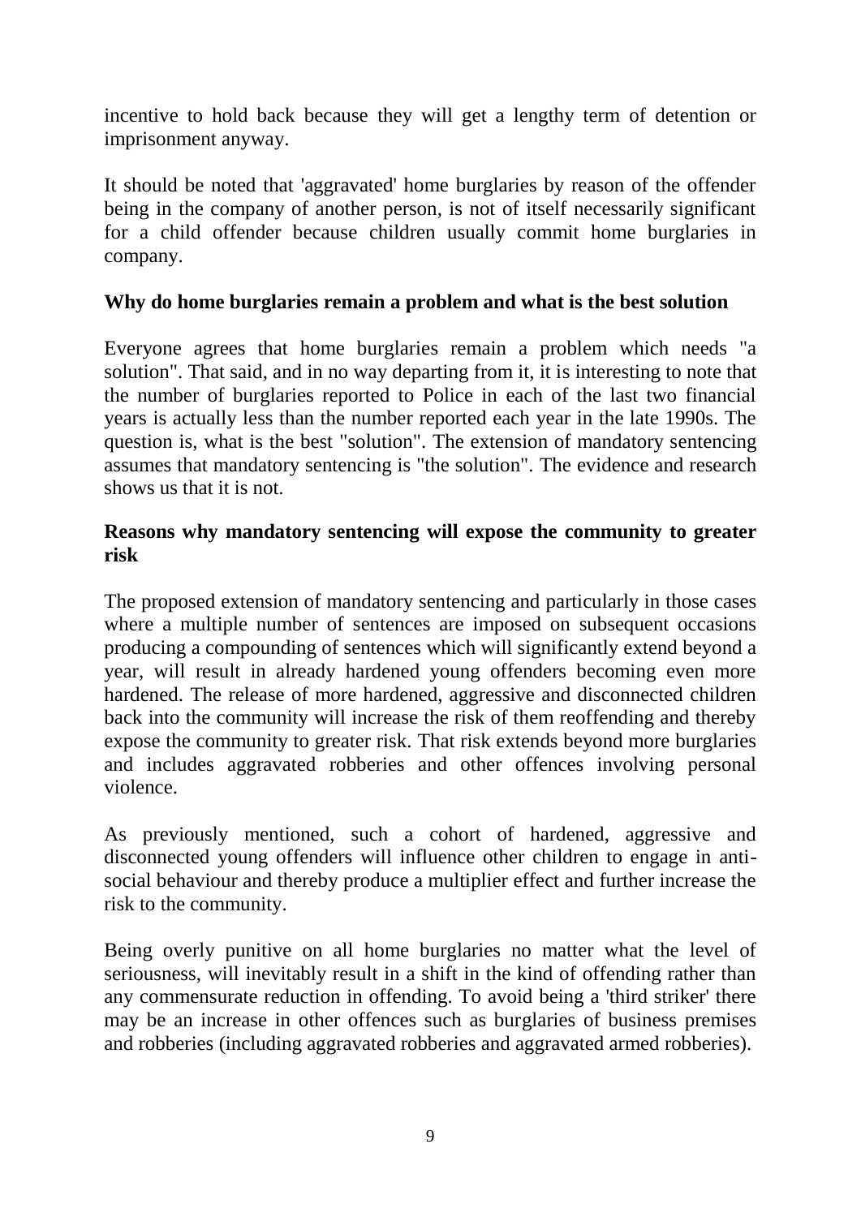incentive to hold back because they will get a lengthy term of detention or imprisonment anyway.

It should be noted that 'aggravated' home burglaries by reason of the offender being in the company of another person, is not of itself necessarily significant for a child offender because children usually commit home burglaries in company.

**Why do home burglaries remain a problem and what is the best solution**

Everyone agrees that home burglaries remain a problem which needs "a solution". That said, and in no way departing from it, it is interesting to note that the number of burglaries reported to Police in each of the last two financial years is actually less than the number reported each year in the late 1990s. The question is, what is the best "solution". The extension of mandatory sentencing assumes that mandatory sentencing is "the solution". The evidence and research shows us that it is not.

**Reasons why mandatory sentencing will expose the community to greater risk**

The proposed extension of mandatory sentencing and particularly in those cases where a multiple number of sentences are imposed on subsequent occasions producing a compounding of sentences which will significantly extend beyond a year, will result in already hardened young offenders becoming even more hardened. The release of more hardened, aggressive and disconnected children back into the community will increase the risk of them reoffending and thereby expose the community to greater risk. That risk extends beyond more burglaries and includes aggravated robberies and other offences involving personal violence.

As previously mentioned, such a cohort of hardened, aggressive and disconnected young offenders will influence other children to engage in anti-social behaviour and thereby produce a multiplier effect and further increase the risk to the community.

Being overly punitive on all home burglaries no matter what the level of seriousness, will inevitably result in a shift in the kind of offending rather than any commensurate reduction in offending. To avoid being a 'third striker' there may be an increase in other offences such as burglaries of business premises and robberies (including aggravated robberies and aggravated armed robberies).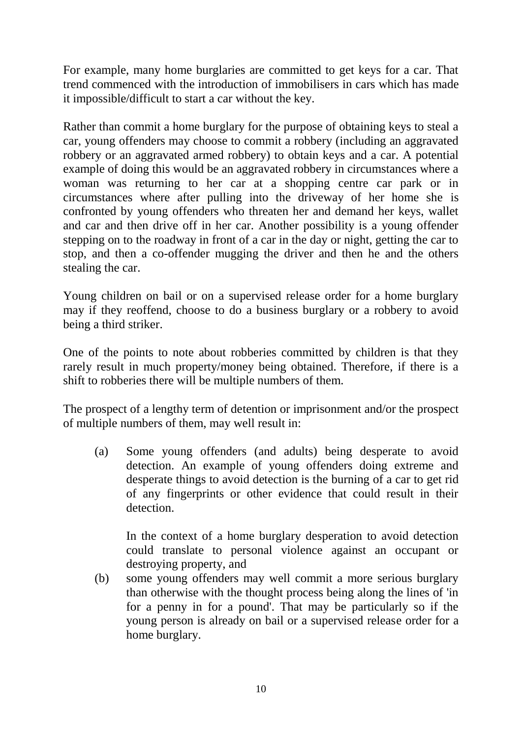For example, many home burglaries are committed to get keys for a car. That trend commenced with the introduction of immobilisers in cars which has made it impossible/difficult to start a car without the key.

Rather than commit a home burglary for the purpose of obtaining keys to steal a car, young offenders may choose to commit a robbery (including an aggravated robbery or an aggravated armed robbery) to obtain keys and a car. A potential example of doing this would be an aggravated robbery in circumstances where a woman was returning to her car at a shopping centre car park or in circumstances where after pulling into the driveway of her home she is confronted by young offenders who threaten her and demand her keys, wallet and car and then drive off in her car. Another possibility is a young offender stepping on to the roadway in front of a car in the day or night, getting the car to stop, and then a co-offender mugging the driver and then he and the others stealing the car.

Young children on bail or on a supervised release order for a home burglary may if they reoffend, choose to do a business burglary or a robbery to avoid being a third striker.

One of the points to note about robberies committed by children is that they rarely result in much property/money being obtained. Therefore, if there is a shift to robberies there will be multiple numbers of them.

The prospect of a lengthy term of detention or imprisonment and/or the prospect of multiple numbers of them, may well result in:

(a) Some young offenders (and adults) being desperate to avoid detection. An example of young offenders doing extreme and desperate things to avoid detection is the burning of a car to get rid of any fingerprints or other evidence that could result in their detection.

    In the context of a home burglary desperation to avoid detection could translate to personal violence against an occupant or destroying property, and

(b) some young offenders may well commit a more serious burglary than otherwise with the thought process being along the lines of 'in for a penny in for a pound'. That may be particularly so if the young person is already on bail or a supervised release order for a home burglary.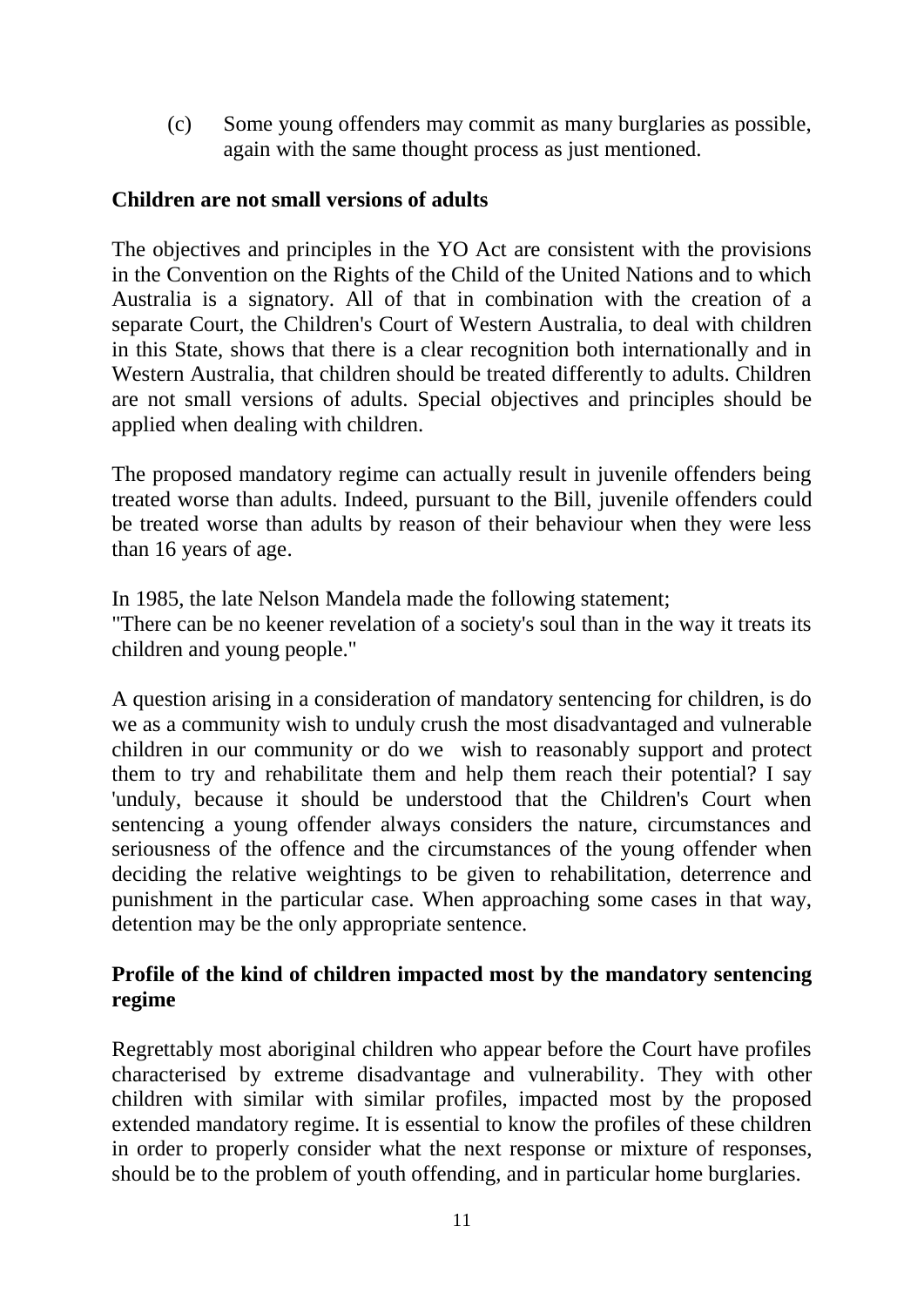(c) Some young offenders may commit as many burglaries as possible, again with the same thought process as just mentioned.

**Children are not small versions of adults**

The objectives and principles in the YO Act are consistent with the provisions in the Convention on the Rights of the Child of the United Nations and to which Australia is a signatory. All of that in combination with the creation of a separate Court, the Children's Court of Western Australia, to deal with children in this State, shows that there is a clear recognition both internationally and in Western Australia, that children should be treated differently to adults. Children are not small versions of adults. Special objectives and principles should be applied when dealing with children.

The proposed mandatory regime can actually result in juvenile offenders being treated worse than adults. Indeed, pursuant to the Bill, juvenile offenders could be treated worse than adults by reason of their behaviour when they were less than 16 years of age.

In 1985, the late Nelson Mandela made the following statement;
"There can be no keener revelation of a society's soul than in the way it treats its children and young people."

A question arising in a consideration of mandatory sentencing for children, is do we as a community wish to unduly crush the most disadvantaged and vulnerable children in our community or do we wish to reasonably support and protect them to try and rehabilitate them and help them reach their potential? I say 'unduly, because it should be understood that the Children's Court when sentencing a young offender always considers the nature, circumstances and seriousness of the offence and the circumstances of the young offender when deciding the relative weightings to be given to rehabilitation, deterrence and punishment in the particular case. When approaching some cases in that way, detention may be the only appropriate sentence.

**Profile of the kind of children impacted most by the mandatory sentencing regime**

Regrettably most aboriginal children who appear before the Court have profiles characterised by extreme disadvantage and vulnerability. They with other children with similar with similar profiles, impacted most by the proposed extended mandatory regime. It is essential to know the profiles of these children in order to properly consider what the next response or mixture of responses, should be to the problem of youth offending, and in particular home burglaries.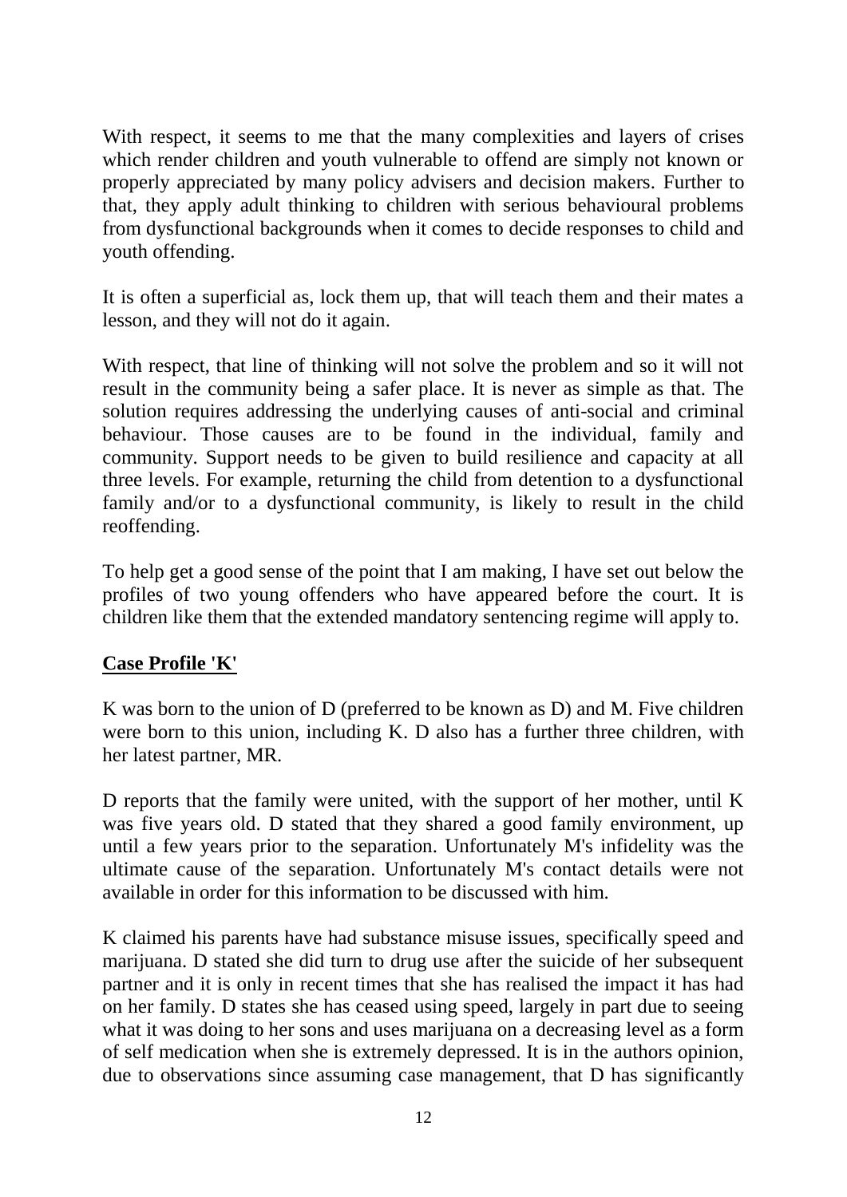With respect, it seems to me that the many complexities and layers of crises which render children and youth vulnerable to offend are simply not known or properly appreciated by many policy advisers and decision makers. Further to that, they apply adult thinking to children with serious behavioural problems from dysfunctional backgrounds when it comes to decide responses to child and youth offending.

It is often a superficial as, lock them up, that will teach them and their mates a lesson, and they will not do it again.

With respect, that line of thinking will not solve the problem and so it will not result in the community being a safer place. It is never as simple as that. The solution requires addressing the underlying causes of anti-social and criminal behaviour. Those causes are to be found in the individual, family and community. Support needs to be given to build resilience and capacity at all three levels. For example, returning the child from detention to a dysfunctional family and/or to a dysfunctional community, is likely to result in the child reoffending.

To help get a good sense of the point that I am making, I have set out below the profiles of two young offenders who have appeared before the court. It is children like them that the extended mandatory sentencing regime will apply to.

**Case Profile 'K'**

K was born to the union of D (preferred to be known as D) and M. Five children were born to this union, including K. D also has a further three children, with her latest partner, MR.

D reports that the family were united, with the support of her mother, until K was five years old. D stated that they shared a good family environment, up until a few years prior to the separation. Unfortunately M's infidelity was the ultimate cause of the separation. Unfortunately M's contact details were not available in order for this information to be discussed with him.

K claimed his parents have had substance misuse issues, specifically speed and marijuana. D stated she did turn to drug use after the suicide of her subsequent partner and it is only in recent times that she has realised the impact it has had on her family. D states she has ceased using speed, largely in part due to seeing what it was doing to her sons and uses marijuana on a decreasing level as a form of self medication when she is extremely depressed. It is in the authors opinion, due to observations since assuming case management, that D has significantly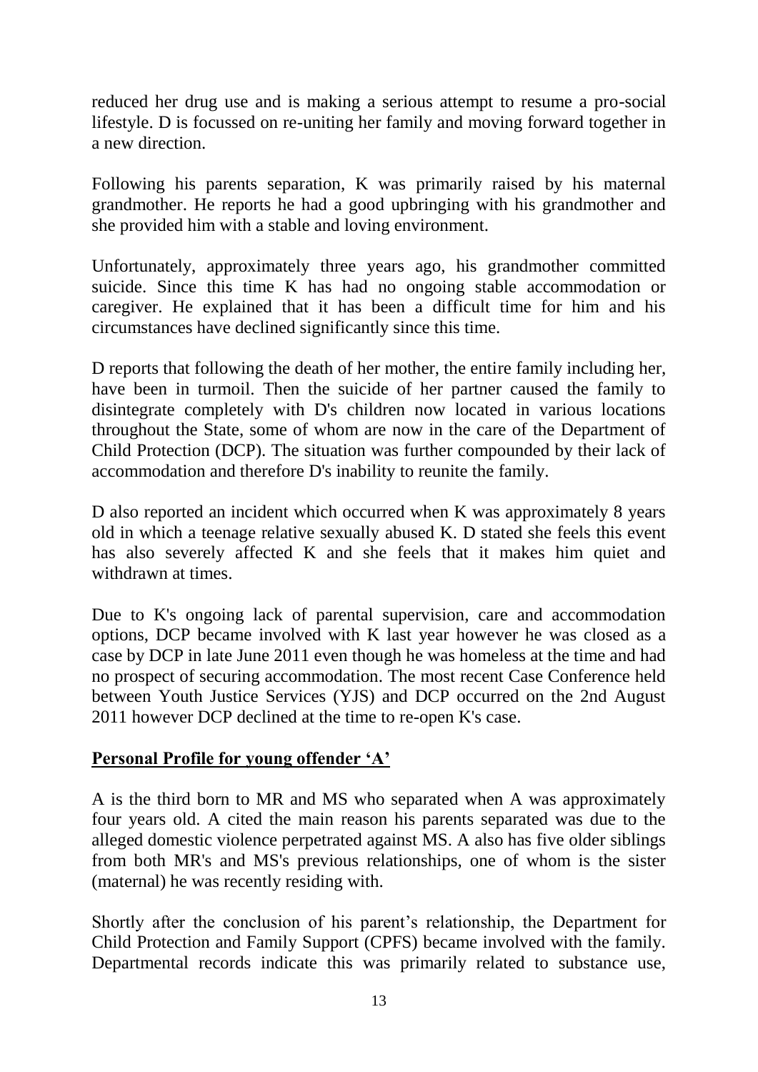reduced her drug use and is making a serious attempt to resume a pro-social lifestyle. D is focussed on re-uniting her family and moving forward together in a new direction.

Following his parents separation, K was primarily raised by his maternal grandmother. He reports he had a good upbringing with his grandmother and she provided him with a stable and loving environment.

Unfortunately, approximately three years ago, his grandmother committed suicide. Since this time K has had no ongoing stable accommodation or caregiver. He explained that it has been a difficult time for him and his circumstances have declined significantly since this time.

D reports that following the death of her mother, the entire family including her, have been in turmoil. Then the suicide of her partner caused the family to disintegrate completely with D's children now located in various locations throughout the State, some of whom are now in the care of the Department of Child Protection (DCP). The situation was further compounded by their lack of accommodation and therefore D's inability to reunite the family.

D also reported an incident which occurred when K was approximately 8 years old in which a teenage relative sexually abused K. D stated she feels this event has also severely affected K and she feels that it makes him quiet and withdrawn at times.

Due to K's ongoing lack of parental supervision, care and accommodation options, DCP became involved with K last year however he was closed as a case by DCP in late June 2011 even though he was homeless at the time and had no prospect of securing accommodation. The most recent Case Conference held between Youth Justice Services (YJS) and DCP occurred on the 2nd August 2011 however DCP declined at the time to re-open K's case.

**Personal Profile for young offender 'A'**

A is the third born to MR and MS who separated when A was approximately four years old. A cited the main reason his parents separated was due to the alleged domestic violence perpetrated against MS. A also has five older siblings from both MR's and MS's previous relationships, one of whom is the sister (maternal) he was recently residing with.

Shortly after the conclusion of his parent's relationship, the Department for Child Protection and Family Support (CPFS) became involved with the family. Departmental records indicate this was primarily related to substance use,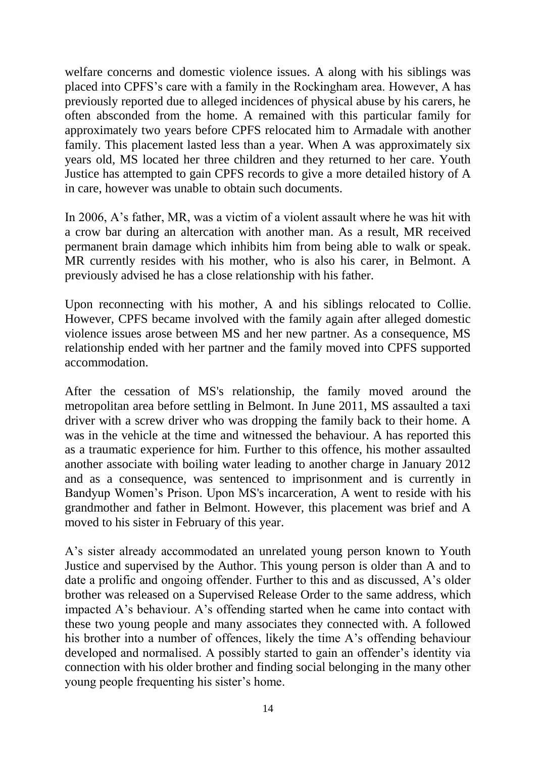welfare concerns and domestic violence issues. A along with his siblings was placed into CPFS's care with a family in the Rockingham area. However, A has previously reported due to alleged incidences of physical abuse by his carers, he often absconded from the home. A remained with this particular family for approximately two years before CPFS relocated him to Armadale with another family. This placement lasted less than a year. When A was approximately six years old, MS located her three children and they returned to her care. Youth Justice has attempted to gain CPFS records to give a more detailed history of A in care, however was unable to obtain such documents.

In 2006, A's father, MR, was a victim of a violent assault where he was hit with a crow bar during an altercation with another man. As a result, MR received permanent brain damage which inhibits him from being able to walk or speak. MR currently resides with his mother, who is also his carer, in Belmont. A previously advised he has a close relationship with his father.

Upon reconnecting with his mother, A and his siblings relocated to Collie. However, CPFS became involved with the family again after alleged domestic violence issues arose between MS and her new partner. As a consequence, MS relationship ended with her partner and the family moved into CPFS supported accommodation.

After the cessation of MS's relationship, the family moved around the metropolitan area before settling in Belmont. In June 2011, MS assaulted a taxi driver with a screw driver who was dropping the family back to their home. A was in the vehicle at the time and witnessed the behaviour. A has reported this as a traumatic experience for him. Further to this offence, his mother assaulted another associate with boiling water leading to another charge in January 2012 and as a consequence, was sentenced to imprisonment and is currently in Bandyup Women's Prison. Upon MS's incarceration, A went to reside with his grandmother and father in Belmont. However, this placement was brief and A moved to his sister in February of this year.

A's sister already accommodated an unrelated young person known to Youth Justice and supervised by the Author. This young person is older than A and to date a prolific and ongoing offender. Further to this and as discussed, A's older brother was released on a Supervised Release Order to the same address, which impacted A's behaviour. A's offending started when he came into contact with these two young people and many associates they connected with. A followed his brother into a number of offences, likely the time A's offending behaviour developed and normalised. A possibly started to gain an offender's identity via connection with his older brother and finding social belonging in the many other young people frequenting his sister's home.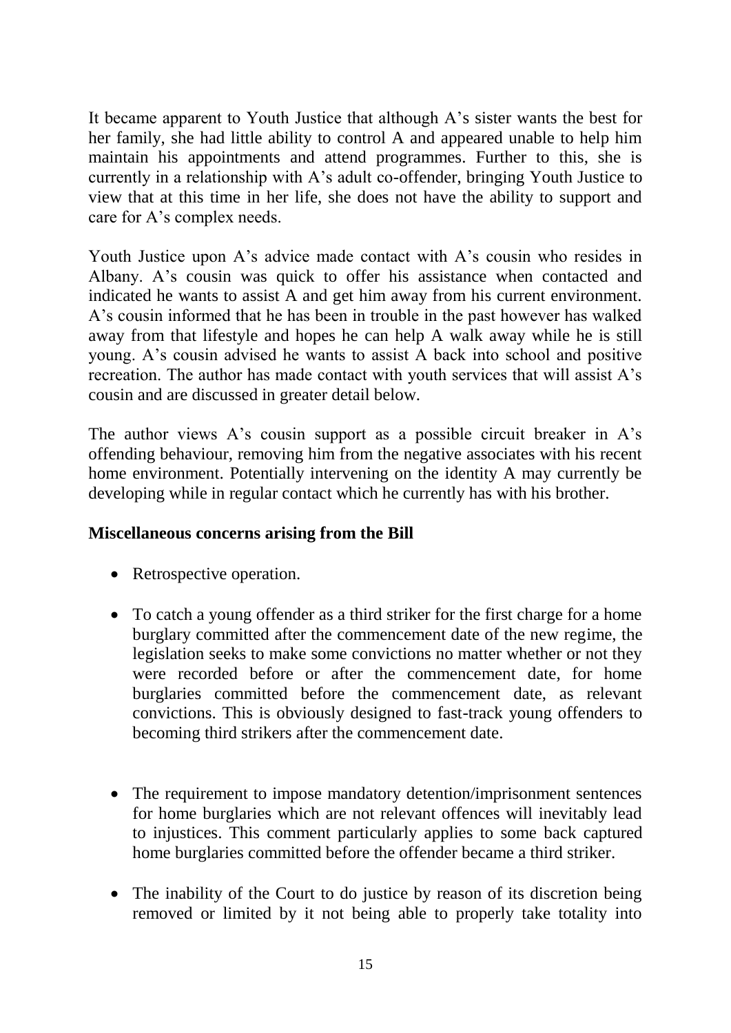It became apparent to Youth Justice that although A's sister wants the best for her family, she had little ability to control A and appeared unable to help him maintain his appointments and attend programmes. Further to this, she is currently in a relationship with A's adult co-offender, bringing Youth Justice to view that at this time in her life, she does not have the ability to support and care for A's complex needs.

Youth Justice upon A's advice made contact with A's cousin who resides in Albany. A's cousin was quick to offer his assistance when contacted and indicated he wants to assist A and get him away from his current environment. A's cousin informed that he has been in trouble in the past however has walked away from that lifestyle and hopes he can help A walk away while he is still young. A's cousin advised he wants to assist A back into school and positive recreation. The author has made contact with youth services that will assist A's cousin and are discussed in greater detail below.

The author views A's cousin support as a possible circuit breaker in A's offending behaviour, removing him from the negative associates with his recent home environment. Potentially intervening on the identity A may currently be developing while in regular contact which he currently has with his brother.

**Miscellaneous concerns arising from the Bill**

- Retrospective operation.
- To catch a young offender as a third striker for the first charge for a home burglary committed after the commencement date of the new regime, the legislation seeks to make some convictions no matter whether or not they were recorded before or after the commencement date, for home burglaries committed before the commencement date, as relevant convictions. This is obviously designed to fast-track young offenders to becoming third strikers after the commencement date.
- The requirement to impose mandatory detention/imprisonment sentences for home burglaries which are not relevant offences will inevitably lead to injustices. This comment particularly applies to some back captured home burglaries committed before the offender became a third striker.
- The inability of the Court to do justice by reason of its discretion being removed or limited by it not being able to properly take totality into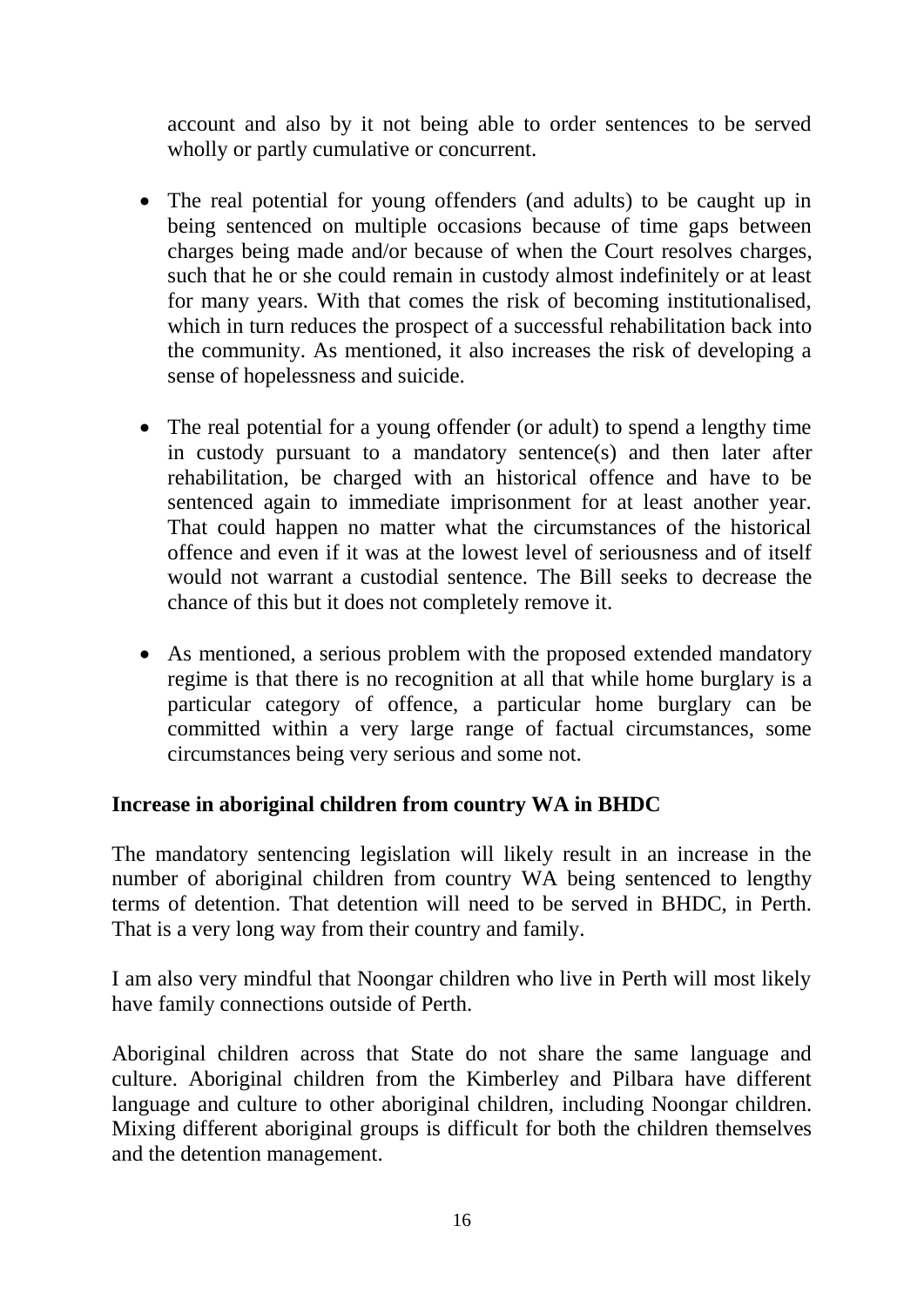account and also by it not being able to order sentences to be served wholly or partly cumulative or concurrent.

- The real potential for young offenders (and adults) to be caught up in being sentenced on multiple occasions because of time gaps between charges being made and/or because of when the Court resolves charges, such that he or she could remain in custody almost indefinitely or at least for many years. With that comes the risk of becoming institutionalised, which in turn reduces the prospect of a successful rehabilitation back into the community. As mentioned, it also increases the risk of developing a sense of hopelessness and suicide.

- The real potential for a young offender (or adult) to spend a lengthy time in custody pursuant to a mandatory sentence(s) and then later after rehabilitation, be charged with an historical offence and have to be sentenced again to immediate imprisonment for at least another year. That could happen no matter what the circumstances of the historical offence and even if it was at the lowest level of seriousness and of itself would not warrant a custodial sentence. The Bill seeks to decrease the chance of this but it does not completely remove it.

- As mentioned, a serious problem with the proposed extended mandatory regime is that there is no recognition at all that while home burglary is a particular category of offence, a particular home burglary can be committed within a very large range of factual circumstances, some circumstances being very serious and some not.

**Increase in aboriginal children from country WA in BHDC**

The mandatory sentencing legislation will likely result in an increase in the number of aboriginal children from country WA being sentenced to lengthy terms of detention. That detention will need to be served in BHDC, in Perth. That is a very long way from their country and family.

I am also very mindful that Noongar children who live in Perth will most likely have family connections outside of Perth.

Aboriginal children across that State do not share the same language and culture. Aboriginal children from the Kimberley and Pilbara have different language and culture to other aboriginal children, including Noongar children. Mixing different aboriginal groups is difficult for both the children themselves and the detention management.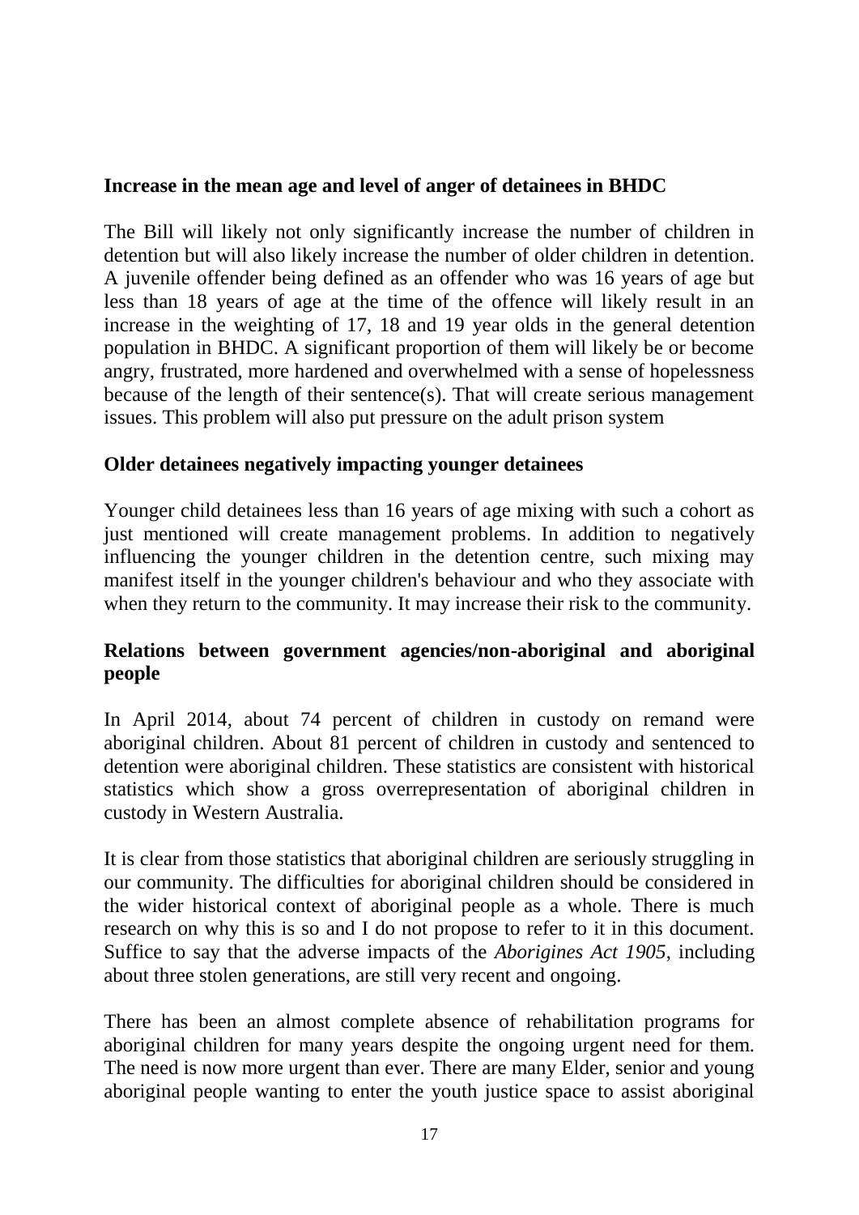**Increase in the mean age and level of anger of detainees in BHDC**

The Bill will likely not only significantly increase the number of children in detention but will also likely increase the number of older children in detention. A juvenile offender being defined as an offender who was 16 years of age but less than 18 years of age at the time of the offence will likely result in an increase in the weighting of 17, 18 and 19 year olds in the general detention population in BHDC. A significant proportion of them will likely be or become angry, frustrated, more hardened and overwhelmed with a sense of hopelessness because of the length of their sentence(s). That will create serious management issues. This problem will also put pressure on the adult prison system

**Older detainees negatively impacting younger detainees**

Younger child detainees less than 16 years of age mixing with such a cohort as just mentioned will create management problems. In addition to negatively influencing the younger children in the detention centre, such mixing may manifest itself in the younger children's behaviour and who they associate with when they return to the community. It may increase their risk to the community.

**Relations between government agencies/non-aboriginal and aboriginal people**

In April 2014, about 74 percent of children in custody on remand were aboriginal children. About 81 percent of children in custody and sentenced to detention were aboriginal children. These statistics are consistent with historical statistics which show a gross overrepresentation of aboriginal children in custody in Western Australia.

It is clear from those statistics that aboriginal children are seriously struggling in our community. The difficulties for aboriginal children should be considered in the wider historical context of aboriginal people as a whole. There is much research on why this is so and I do not propose to refer to it in this document. Suffice to say that the adverse impacts of the *Aborigines Act 1905*, including about three stolen generations, are still very recent and ongoing.

There has been an almost complete absence of rehabilitation programs for aboriginal children for many years despite the ongoing urgent need for them. The need is now more urgent than ever. There are many Elder, senior and young aboriginal people wanting to enter the youth justice space to assist aboriginal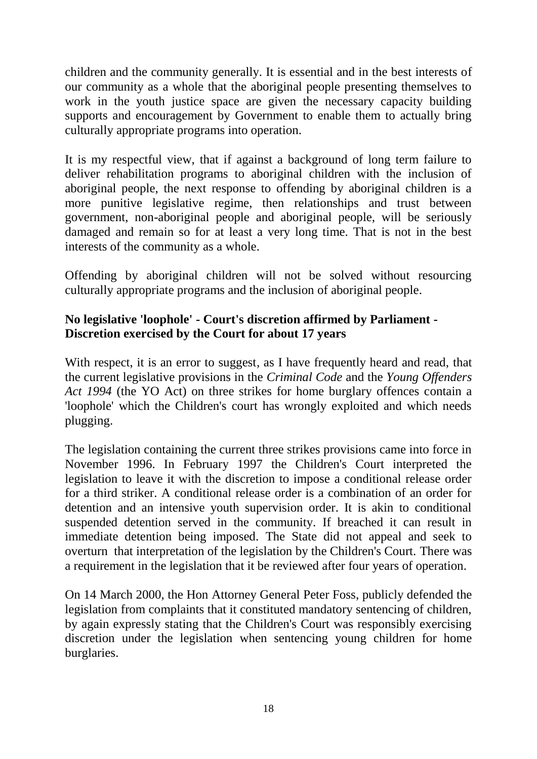children and the community generally. It is essential and in the best interests of our community as a whole that the aboriginal people presenting themselves to work in the youth justice space are given the necessary capacity building supports and encouragement by Government to enable them to actually bring culturally appropriate programs into operation.

It is my respectful view, that if against a background of long term failure to deliver rehabilitation programs to aboriginal children with the inclusion of aboriginal people, the next response to offending by aboriginal children is a more punitive legislative regime, then relationships and trust between government, non-aboriginal people and aboriginal people, will be seriously damaged and remain so for at least a very long time. That is not in the best interests of the community as a whole.

Offending by aboriginal children will not be solved without resourcing culturally appropriate programs and the inclusion of aboriginal people.

**No legislative 'loophole' - Court's discretion affirmed by Parliament - Discretion exercised by the Court for about 17 years**

With respect, it is an error to suggest, as I have frequently heard and read, that the current legislative provisions in the *Criminal Code* and the *Young Offenders Act 1994* (the YO Act) on three strikes for home burglary offences contain a 'loophole' which the Children's court has wrongly exploited and which needs plugging.

The legislation containing the current three strikes provisions came into force in November 1996. In February 1997 the Children's Court interpreted the legislation to leave it with the discretion to impose a conditional release order for a third striker. A conditional release order is a combination of an order for detention and an intensive youth supervision order. It is akin to conditional suspended detention served in the community. If breached it can result in immediate detention being imposed. The State did not appeal and seek to overturn that interpretation of the legislation by the Children's Court. There was a requirement in the legislation that it be reviewed after four years of operation.

On 14 March 2000, the Hon Attorney General Peter Foss, publicly defended the legislation from complaints that it constituted mandatory sentencing of children, by again expressly stating that the Children's Court was responsibly exercising discretion under the legislation when sentencing young children for home burglaries.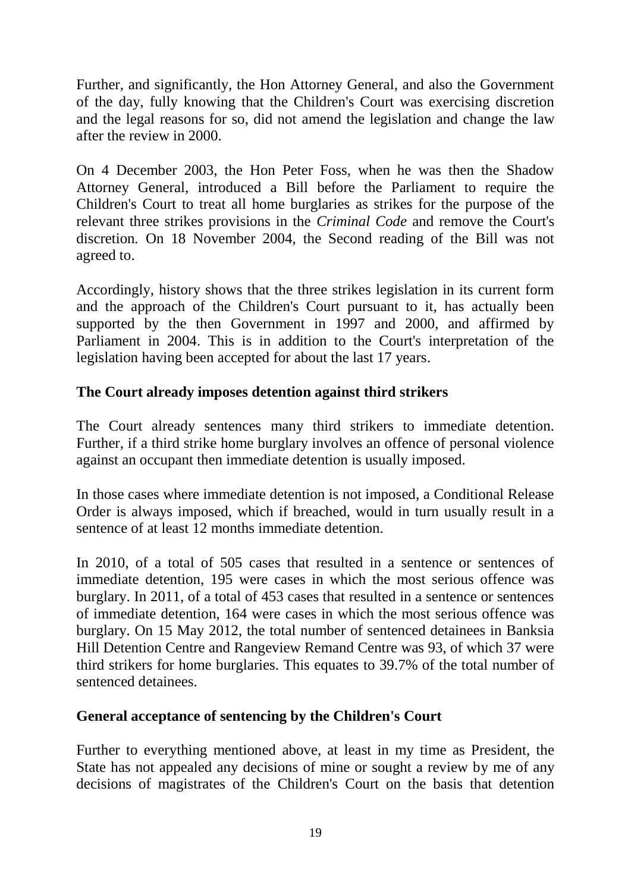Further, and significantly, the Hon Attorney General, and also the Government of the day, fully knowing that the Children's Court was exercising discretion and the legal reasons for so, did not amend the legislation and change the law after the review in 2000.

On 4 December 2003, the Hon Peter Foss, when he was then the Shadow Attorney General, introduced a Bill before the Parliament to require the Children's Court to treat all home burglaries as strikes for the purpose of the relevant three strikes provisions in the *Criminal Code* and remove the Court's discretion. On 18 November 2004, the Second reading of the Bill was not agreed to.

Accordingly, history shows that the three strikes legislation in its current form and the approach of the Children's Court pursuant to it, has actually been supported by the then Government in 1997 and 2000, and affirmed by Parliament in 2004. This is in addition to the Court's interpretation of the legislation having been accepted for about the last 17 years.

**The Court already imposes detention against third strikers**

The Court already sentences many third strikers to immediate detention. Further, if a third strike home burglary involves an offence of personal violence against an occupant then immediate detention is usually imposed.

In those cases where immediate detention is not imposed, a Conditional Release Order is always imposed, which if breached, would in turn usually result in a sentence of at least 12 months immediate detention.

In 2010, of a total of 505 cases that resulted in a sentence or sentences of immediate detention, 195 were cases in which the most serious offence was burglary. In 2011, of a total of 453 cases that resulted in a sentence or sentences of immediate detention, 164 were cases in which the most serious offence was burglary. On 15 May 2012, the total number of sentenced detainees in Banksia Hill Detention Centre and Rangeview Remand Centre was 93, of which 37 were third strikers for home burglaries. This equates to 39.7% of the total number of sentenced detainees.

**General acceptance of sentencing by the Children's Court**

Further to everything mentioned above, at least in my time as President, the State has not appealed any decisions of mine or sought a review by me of any decisions of magistrates of the Children's Court on the basis that detention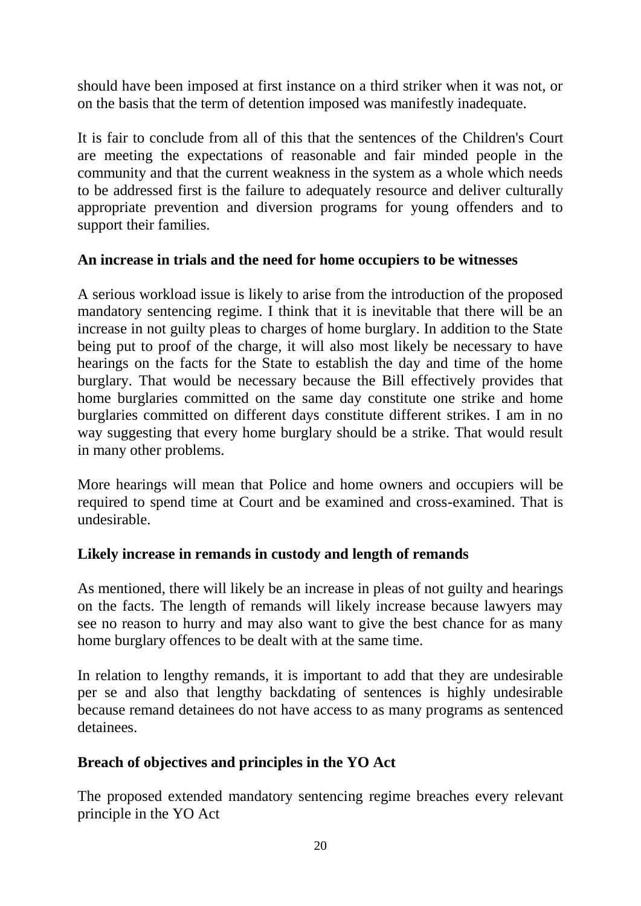should have been imposed at first instance on a third striker when it was not, or on the basis that the term of detention imposed was manifestly inadequate.

It is fair to conclude from all of this that the sentences of the Children's Court are meeting the expectations of reasonable and fair minded people in the community and that the current weakness in the system as a whole which needs to be addressed first is the failure to adequately resource and deliver culturally appropriate prevention and diversion programs for young offenders and to support their families.

**An increase in trials and the need for home occupiers to be witnesses**

A serious workload issue is likely to arise from the introduction of the proposed mandatory sentencing regime. I think that it is inevitable that there will be an increase in not guilty pleas to charges of home burglary. In addition to the State being put to proof of the charge, it will also most likely be necessary to have hearings on the facts for the State to establish the day and time of the home burglary. That would be necessary because the Bill effectively provides that home burglaries committed on the same day constitute one strike and home burglaries committed on different days constitute different strikes. I am in no way suggesting that every home burglary should be a strike. That would result in many other problems.

More hearings will mean that Police and home owners and occupiers will be required to spend time at Court and be examined and cross-examined. That is undesirable.

**Likely increase in remands in custody and length of remands**

As mentioned, there will likely be an increase in pleas of not guilty and hearings on the facts. The length of remands will likely increase because lawyers may see no reason to hurry and may also want to give the best chance for as many home burglary offences to be dealt with at the same time.

In relation to lengthy remands, it is important to add that they are undesirable per se and also that lengthy backdating of sentences is highly undesirable because remand detainees do not have access to as many programs as sentenced detainees.

**Breach of objectives and principles in the YO Act**

The proposed extended mandatory sentencing regime breaches every relevant principle in the YO Act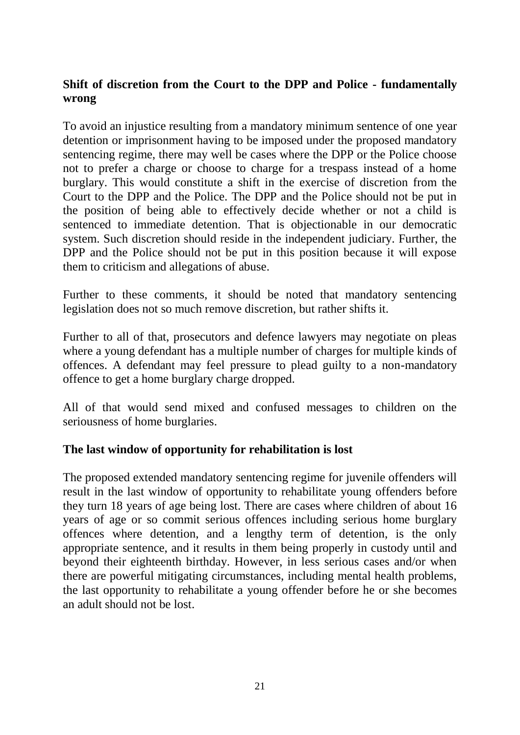**Shift of discretion from the Court to the DPP and Police - fundamentally wrong**

To avoid an injustice resulting from a mandatory minimum sentence of one year detention or imprisonment having to be imposed under the proposed mandatory sentencing regime, there may well be cases where the DPP or the Police choose not to prefer a charge or choose to charge for a trespass instead of a home burglary. This would constitute a shift in the exercise of discretion from the Court to the DPP and the Police. The DPP and the Police should not be put in the position of being able to effectively decide whether or not a child is sentenced to immediate detention. That is objectionable in our democratic system. Such discretion should reside in the independent judiciary. Further, the DPP and the Police should not be put in this position because it will expose them to criticism and allegations of abuse.

Further to these comments, it should be noted that mandatory sentencing legislation does not so much remove discretion, but rather shifts it.

Further to all of that, prosecutors and defence lawyers may negotiate on pleas where a young defendant has a multiple number of charges for multiple kinds of offences. A defendant may feel pressure to plead guilty to a non-mandatory offence to get a home burglary charge dropped.

All of that would send mixed and confused messages to children on the seriousness of home burglaries.

**The last window of opportunity for rehabilitation is lost**

The proposed extended mandatory sentencing regime for juvenile offenders will result in the last window of opportunity to rehabilitate young offenders before they turn 18 years of age being lost. There are cases where children of about 16 years of age or so commit serious offences including serious home burglary offences where detention, and a lengthy term of detention, is the only appropriate sentence, and it results in them being properly in custody until and beyond their eighteenth birthday. However, in less serious cases and/or when there are powerful mitigating circumstances, including mental health problems, the last opportunity to rehabilitate a young offender before he or she becomes an adult should not be lost.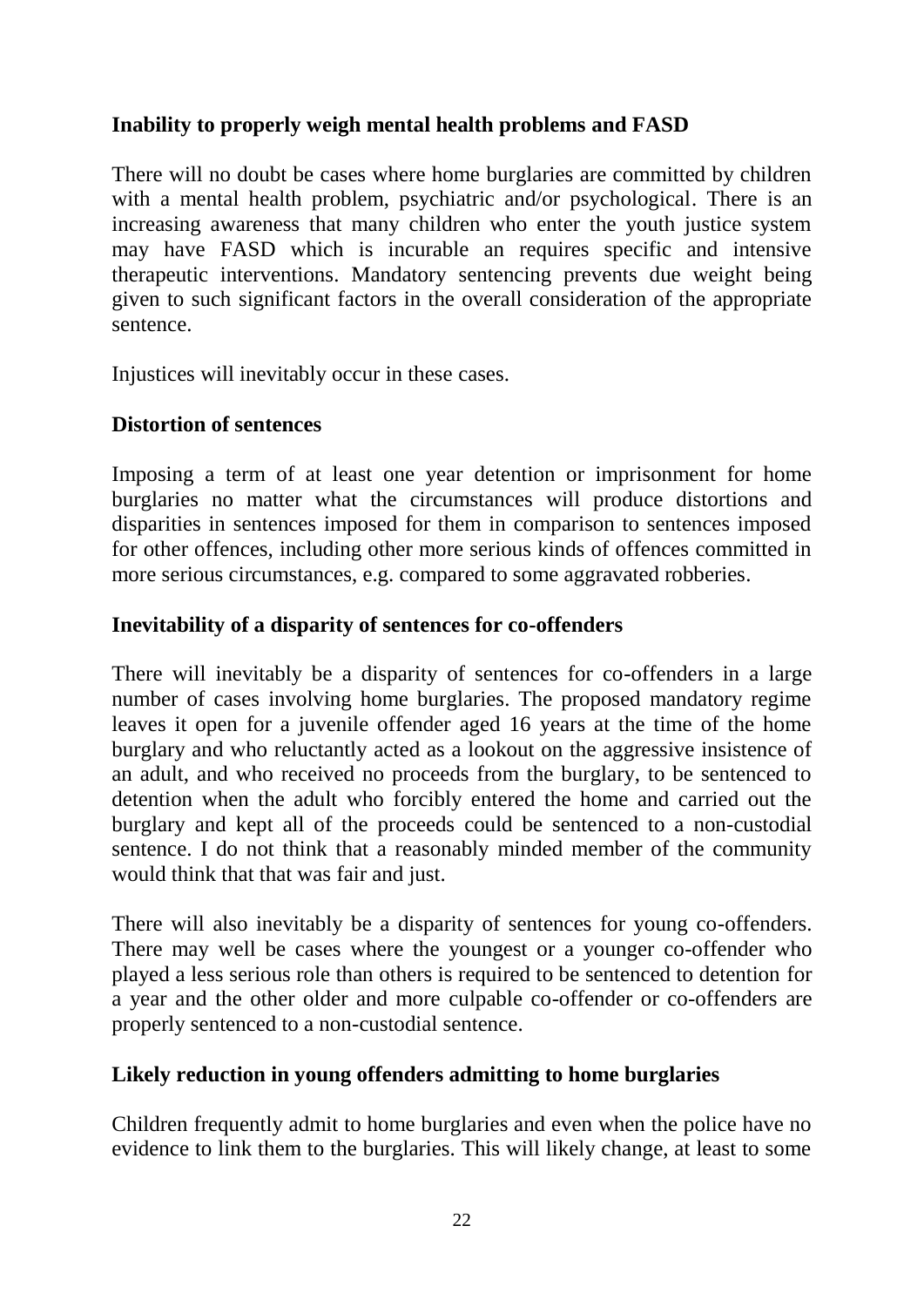**Inability to properly weigh mental health problems and FASD**

There will no doubt be cases where home burglaries are committed by children with a mental health problem, psychiatric and/or psychological. There is an increasing awareness that many children who enter the youth justice system may have FASD which is incurable an requires specific and intensive therapeutic interventions. Mandatory sentencing prevents due weight being given to such significant factors in the overall consideration of the appropriate sentence.

Injustices will inevitably occur in these cases.

**Distortion of sentences**

Imposing a term of at least one year detention or imprisonment for home burglaries no matter what the circumstances will produce distortions and disparities in sentences imposed for them in comparison to sentences imposed for other offences, including other more serious kinds of offences committed in more serious circumstances, e.g. compared to some aggravated robberies.

**Inevitability of a disparity of sentences for co-offenders**

There will inevitably be a disparity of sentences for co-offenders in a large number of cases involving home burglaries. The proposed mandatory regime leaves it open for a juvenile offender aged 16 years at the time of the home burglary and who reluctantly acted as a lookout on the aggressive insistence of an adult, and who received no proceeds from the burglary, to be sentenced to detention when the adult who forcibly entered the home and carried out the burglary and kept all of the proceeds could be sentenced to a non-custodial sentence. I do not think that a reasonably minded member of the community would think that that was fair and just.

There will also inevitably be a disparity of sentences for young co-offenders. There may well be cases where the youngest or a younger co-offender who played a less serious role than others is required to be sentenced to detention for a year and the other older and more culpable co-offender or co-offenders are properly sentenced to a non-custodial sentence.

**Likely reduction in young offenders admitting to home burglaries**

Children frequently admit to home burglaries and even when the police have no evidence to link them to the burglaries. This will likely change, at least to some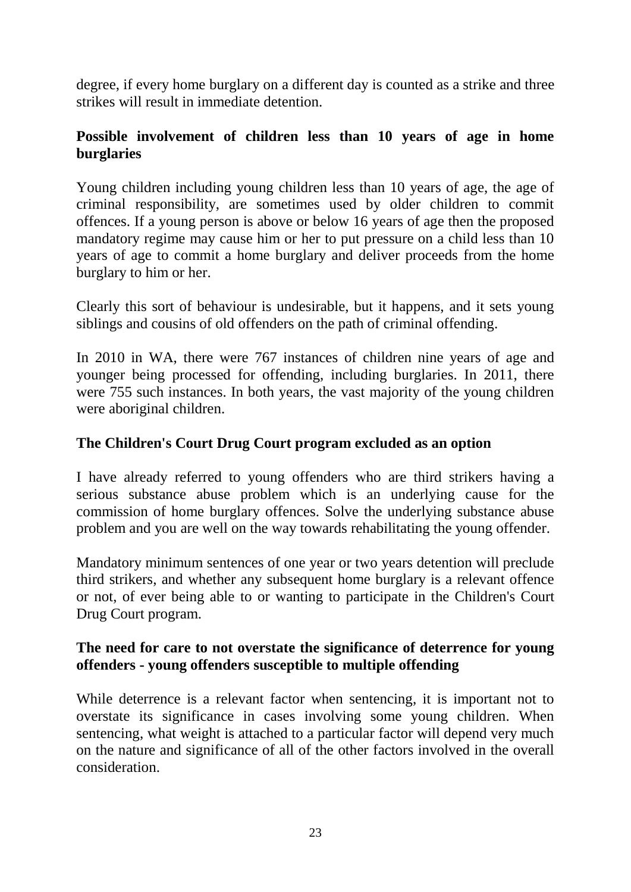degree, if every home burglary on a different day is counted as a strike and three strikes will result in immediate detention.

**Possible involvement of children less than 10 years of age in home burglaries**

Young children including young children less than 10 years of age, the age of criminal responsibility, are sometimes used by older children to commit offences. If a young person is above or below 16 years of age then the proposed mandatory regime may cause him or her to put pressure on a child less than 10 years of age to commit a home burglary and deliver proceeds from the home burglary to him or her.

Clearly this sort of behaviour is undesirable, but it happens, and it sets young siblings and cousins of old offenders on the path of criminal offending.

In 2010 in WA, there were 767 instances of children nine years of age and younger being processed for offending, including burglaries. In 2011, there were 755 such instances. In both years, the vast majority of the young children were aboriginal children.

**The Children's Court Drug Court program excluded as an option**

I have already referred to young offenders who are third strikers having a serious substance abuse problem which is an underlying cause for the commission of home burglary offences. Solve the underlying substance abuse problem and you are well on the way towards rehabilitating the young offender.

Mandatory minimum sentences of one year or two years detention will preclude third strikers, and whether any subsequent home burglary is a relevant offence or not, of ever being able to or wanting to participate in the Children's Court Drug Court program.

**The need for care to not overstate the significance of deterrence for young offenders - young offenders susceptible to multiple offending**

While deterrence is a relevant factor when sentencing, it is important not to overstate its significance in cases involving some young children. When sentencing, what weight is attached to a particular factor will depend very much on the nature and significance of all of the other factors involved in the overall consideration.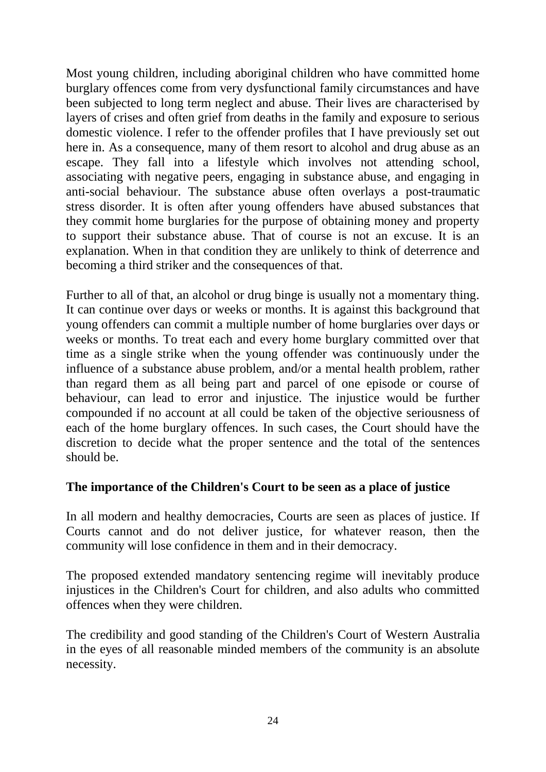Most young children, including aboriginal children who have committed home burglary offences come from very dysfunctional family circumstances and have been subjected to long term neglect and abuse. Their lives are characterised by layers of crises and often grief from deaths in the family and exposure to serious domestic violence. I refer to the offender profiles that I have previously set out here in. As a consequence, many of them resort to alcohol and drug abuse as an escape. They fall into a lifestyle which involves not attending school, associating with negative peers, engaging in substance abuse, and engaging in anti-social behaviour. The substance abuse often overlays a post-traumatic stress disorder. It is often after young offenders have abused substances that they commit home burglaries for the purpose of obtaining money and property to support their substance abuse. That of course is not an excuse. It is an explanation. When in that condition they are unlikely to think of deterrence and becoming a third striker and the consequences of that.

Further to all of that, an alcohol or drug binge is usually not a momentary thing. It can continue over days or weeks or months. It is against this background that young offenders can commit a multiple number of home burglaries over days or weeks or months. To treat each and every home burglary committed over that time as a single strike when the young offender was continuously under the influence of a substance abuse problem, and/or a mental health problem, rather than regard them as all being part and parcel of one episode or course of behaviour, can lead to error and injustice. The injustice would be further compounded if no account at all could be taken of the objective seriousness of each of the home burglary offences. In such cases, the Court should have the discretion to decide what the proper sentence and the total of the sentences should be.

**The importance of the Children's Court to be seen as a place of justice**

In all modern and healthy democracies, Courts are seen as places of justice. If Courts cannot and do not deliver justice, for whatever reason, then the community will lose confidence in them and in their democracy.

The proposed extended mandatory sentencing regime will inevitably produce injustices in the Children's Court for children, and also adults who committed offences when they were children.

The credibility and good standing of the Children's Court of Western Australia in the eyes of all reasonable minded members of the community is an absolute necessity.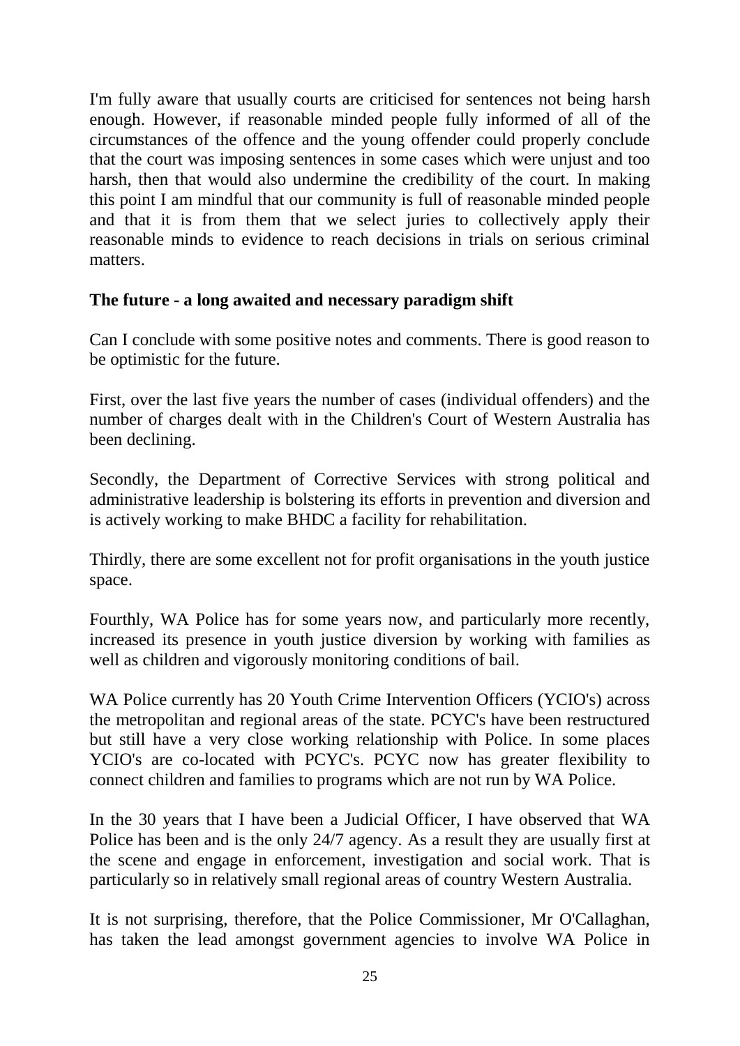I'm fully aware that usually courts are criticised for sentences not being harsh enough. However, if reasonable minded people fully informed of all of the circumstances of the offence and the young offender could properly conclude that the court was imposing sentences in some cases which were unjust and too harsh, then that would also undermine the credibility of the court. In making this point I am mindful that our community is full of reasonable minded people and that it is from them that we select juries to collectively apply their reasonable minds to evidence to reach decisions in trials on serious criminal matters.

**The future - a long awaited and necessary paradigm shift**

Can I conclude with some positive notes and comments. There is good reason to be optimistic for the future.

First, over the last five years the number of cases (individual offenders) and the number of charges dealt with in the Children's Court of Western Australia has been declining.

Secondly, the Department of Corrective Services with strong political and administrative leadership is bolstering its efforts in prevention and diversion and is actively working to make BHDC a facility for rehabilitation.

Thirdly, there are some excellent not for profit organisations in the youth justice space.

Fourthly, WA Police has for some years now, and particularly more recently, increased its presence in youth justice diversion by working with families as well as children and vigorously monitoring conditions of bail.

WA Police currently has 20 Youth Crime Intervention Officers (YCIO's) across the metropolitan and regional areas of the state. PCYC's have been restructured but still have a very close working relationship with Police. In some places YCIO's are co-located with PCYC's. PCYC now has greater flexibility to connect children and families to programs which are not run by WA Police.

In the 30 years that I have been a Judicial Officer, I have observed that WA Police has been and is the only 24/7 agency. As a result they are usually first at the scene and engage in enforcement, investigation and social work. That is particularly so in relatively small regional areas of country Western Australia.

It is not surprising, therefore, that the Police Commissioner, Mr O'Callaghan, has taken the lead amongst government agencies to involve WA Police in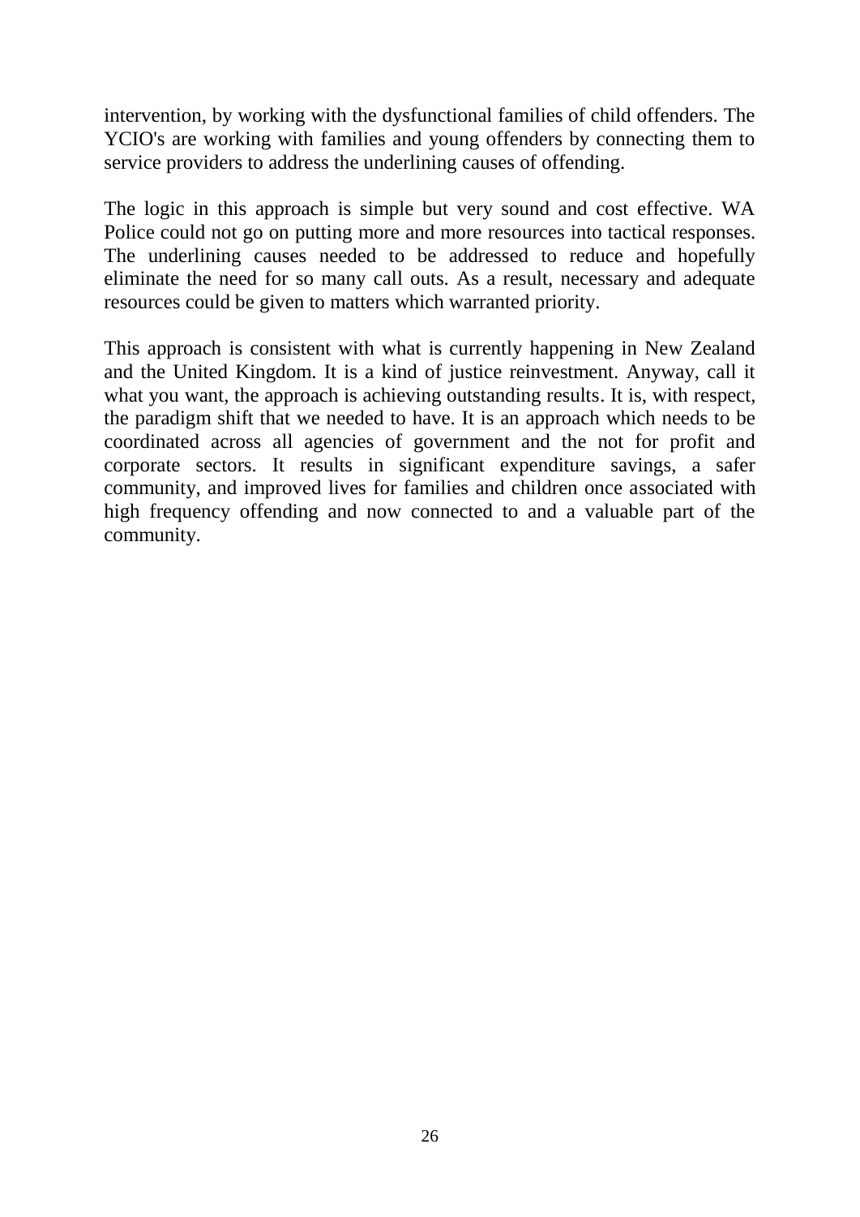intervention, by working with the dysfunctional families of child offenders. The YCIO's are working with families and young offenders by connecting them to service providers to address the underlining causes of offending.

The logic in this approach is simple but very sound and cost effective. WA Police could not go on putting more and more resources into tactical responses. The underlining causes needed to be addressed to reduce and hopefully eliminate the need for so many call outs. As a result, necessary and adequate resources could be given to matters which warranted priority.

This approach is consistent with what is currently happening in New Zealand and the United Kingdom. It is a kind of justice reinvestment. Anyway, call it what you want, the approach is achieving outstanding results. It is, with respect, the paradigm shift that we needed to have. It is an approach which needs to be coordinated across all agencies of government and the not for profit and corporate sectors. It results in significant expenditure savings, a safer community, and improved lives for families and children once associated with high frequency offending and now connected to and a valuable part of the community.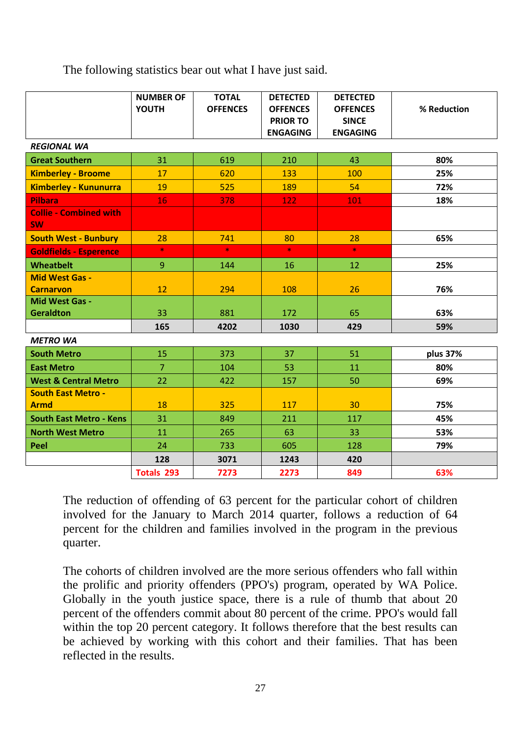The following statistics bear out what I have just said.

| | NUMBER OF YOUTH | TOTAL OFFENCES | DETECTED OFFENCES PRIOR TO ENGAGING | DETECTED OFFENCES SINCE ENGAGING | % Reduction |
|---|---|---|---|---|---|
| *REGIONAL WA* | | | | | |
| Great Southern | 31 | 619 | 210 | 43 | 80% |
| Kimberley - Broome | 17 | 620 | 133 | 100 | 25% |
| Kimberley - Kununurra | 19 | 525 | 189 | 54 | 72% |
| Pilbara | 16 | 378 | 122 | 101 | 18% |
| Collie - Combined with SW | | | | | |
| South West - Bunbury | 28 | 741 | 80 | 28 | 65% |
| Goldfields - Esperence | * | * | * | * | |
| Wheatbelt | 9 | 144 | 16 | 12 | 25% |
| Mid West Gas - Carnarvon | 12 | 294 | 108 | 26 | 76% |
| Mid West Gas - Geraldton | 33 | 881 | 172 | 65 | 63% |
| | 165 | 4202 | 1030 | 429 | 59% |
| *METRO WA* | | | | | |
| South Metro | 15 | 373 | 37 | 51 | plus 37% |
| East Metro | 7 | 104 | 53 | 11 | 80% |
| West & Central Metro | 22 | 422 | 157 | 50 | 69% |
| South East Metro - Armd | 18 | 325 | 117 | 30 | 75% |
| South East Metro - Kens | 31 | 849 | 211 | 117 | 45% |
| North West Metro | 11 | 265 | 63 | 33 | 53% |
| Peel | 24 | 733 | 605 | 128 | 79% |
| | 128 | 3071 | 1243 | 420 | |
| | Totals 293 | 7273 | 2273 | 849 | 63% |

The reduction of offending of 63 percent for the particular cohort of children involved for the January to March 2014 quarter, follows a reduction of 64 percent for the children and families involved in the program in the previous quarter.

The cohorts of children involved are the more serious offenders who fall within the prolific and priority offenders (PPO's) program, operated by WA Police. Globally in the youth justice space, there is a rule of thumb that about 20 percent of the offenders commit about 80 percent of the crime. PPO's would fall within the top 20 percent category. It follows therefore that the best results can be achieved by working with this cohort and their families. That has been reflected in the results.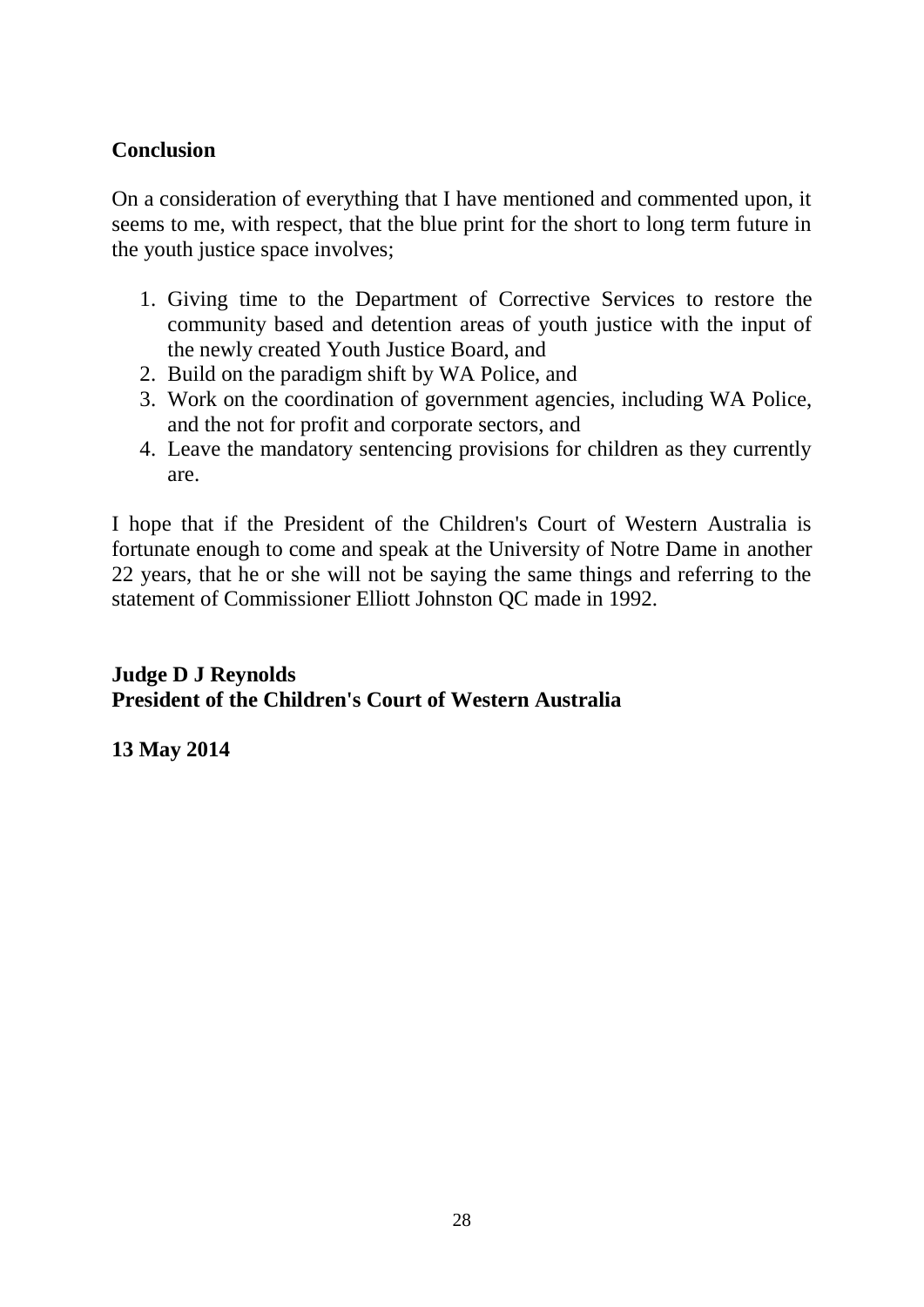## Conclusion

On a consideration of everything that I have mentioned and commented upon, it seems to me, with respect, that the blue print for the short to long term future in the youth justice space involves;

1. Giving time to the Department of Corrective Services to restore the community based and detention areas of youth justice with the input of the newly created Youth Justice Board, and
2. Build on the paradigm shift by WA Police, and
3. Work on the coordination of government agencies, including WA Police, and the not for profit and corporate sectors, and
4. Leave the mandatory sentencing provisions for children as they currently are.

I hope that if the President of the Children's Court of Western Australia is fortunate enough to come and speak at the University of Notre Dame in another 22 years, that he or she will not be saying the same things and referring to the statement of Commissioner Elliott Johnston QC made in 1992.

**Judge D J Reynolds**
**President of the Children's Court of Western Australia**

**13 May 2014**